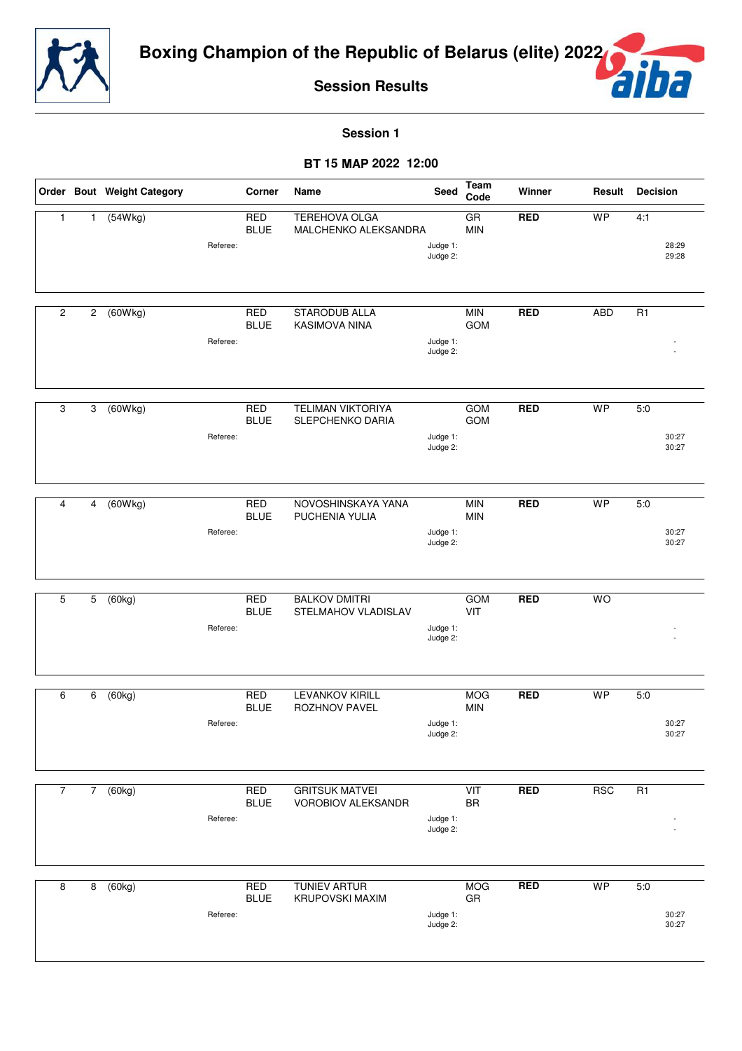# Boxing Champion of the Republic of Belarus (elite) 2022

## Session Results

### Session 1

**ВТ 15 МАР 2022 12:00**

| Order | Bout | Weight Category | Corner | Name | Seed | Team Code | Winner | Result | Decision |
|---|---|---|---|---|---|---|---|---|---|
| 1 | 1 | (54Wkg) | RED | TEREHOVA OLGA | | GR | **RED** | WP | 4:1 |
| | | | BLUE | MALCHENKO ALEKSANDRA | | MIN | | | |
| | | Referee: | | | Judge 1: | | | | 28:29 |
| | | | | | Judge 2: | | | | 29:28 |
| 2 | 2 | (60Wkg) | RED | STARODUB ALLA | | MIN | **RED** | ABD | R1 |
| | | | BLUE | KASIMOVA NINA | | GOM | | | |
| | | Referee: | | | Judge 1: | | | | - |
| | | | | | Judge 2: | | | | - |
| 3 | 3 | (60Wkg) | RED | TELIMAN VIKTORIYA | | GOM | **RED** | WP | 5:0 |
| | | | BLUE | SLEPCHENKO DARIA | | GOM | | | |
| | | Referee: | | | Judge 1: | | | | 30:27 |
| | | | | | Judge 2: | | | | 30:27 |
| 4 | 4 | (60Wkg) | RED | NOVOSHINSKAYA YANA | | MIN | **RED** | WP | 5:0 |
| | | | BLUE | PUCHENIA YULIA | | MIN | | | |
| | | Referee: | | | Judge 1: | | | | 30:27 |
| | | | | | Judge 2: | | | | 30:27 |
| 5 | 5 | (60kg) | RED | BALKOV DMITRI | | GOM | **RED** | WO | |
| | | | BLUE | STELMAHOV VLADISLAV | | VIT | | | |
| | | Referee: | | | Judge 1: | | | | - |
| | | | | | Judge 2: | | | | - |
| 6 | 6 | (60kg) | RED | LEVANKOV KIRILL | | MOG | **RED** | WP | 5:0 |
| | | | BLUE | ROZHNOV PAVEL | | MIN | | | |
| | | Referee: | | | Judge 1: | | | | 30:27 |
| | | | | | Judge 2: | | | | 30:27 |
| 7 | 7 | (60kg) | RED | GRITSUK MATVEI | | VIT | **RED** | RSC | R1 |
| | | | BLUE | VOROBIOV ALEKSANDR | | BR | | | |
| | | Referee: | | | Judge 1: | | | | - |
| | | | | | Judge 2: | | | | - |
| 8 | 8 | (60kg) | RED | TUNIEV ARTUR | | MOG | **RED** | WP | 5:0 |
| | | | BLUE | KRUPOVSKI MAXIM | | GR | | | |
| | | Referee: | | | Judge 1: | | | | 30:27 |
| | | | | | Judge 2: | | | | 30:27 |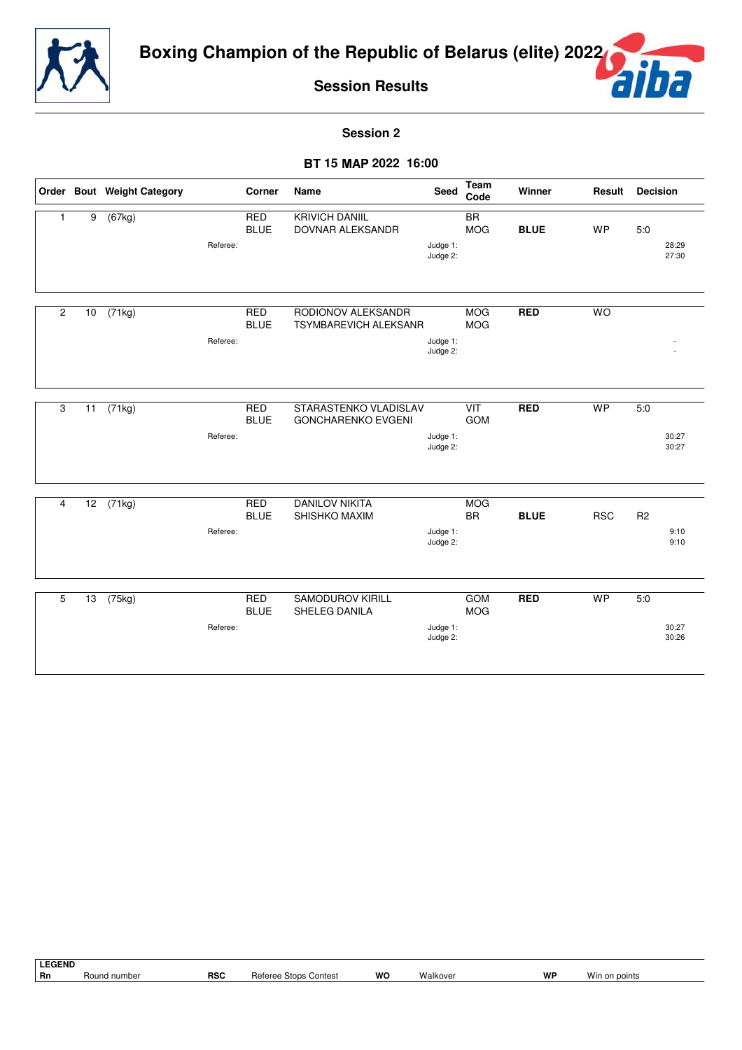# Boxing Champion of the Republic of Belarus (elite) 2022

## Session Results

### Session 2

**ВТ 15 МАР 2022 16:00**

| Order | Bout | Weight Category | Corner | Name | Seed | Team Code | Winner | Result | Decision |
|---|---|---|---|---|---|---|---|---|---|
| 1 | 9 | (67kg) | RED | KRIVICH DANIIL | | BR | | | |
| | | | BLUE | DOVNAR ALEKSANDR | | MOG | **BLUE** | WP | 5:0 |
| | | Referee: | | | Judge 1: | | | | 28:29 |
| | | | | | Judge 2: | | | | 27:30 |
| 2 | 10 | (71kg) | RED | RODIONOV ALEKSANDR | | MOG | **RED** | WO | |
| | | | BLUE | TSYMBAREVICH ALEKSANR | | MOG | | | |
| | | Referee: | | | Judge 1: | | | | - |
| | | | | | Judge 2: | | | | - |
| 3 | 11 | (71kg) | RED | STARASTENKO VLADISLAV | | VIT | **RED** | WP | 5:0 |
| | | | BLUE | GONCHARENKO EVGENI | | GOM | | | |
| | | Referee: | | | Judge 1: | | | | 30:27 |
| | | | | | Judge 2: | | | | 30:27 |
| 4 | 12 | (71kg) | RED | DANILOV NIKITA | | MOG | | | |
| | | | BLUE | SHISHKO MAXIM | | BR | **BLUE** | RSC | R2 |
| | | Referee: | | | Judge 1: | | | | 9:10 |
| | | | | | Judge 2: | | | | 9:10 |
| 5 | 13 | (75kg) | RED | SAMODUROV KIRILL | | GOM | **RED** | WP | 5:0 |
| | | | BLUE | SHELEG DANILA | | MOG | | | |
| | | Referee: | | | Judge 1: | | | | 30:27 |
| | | | | | Judge 2: | | | | 30:26 |

**LEGEND**

| | | | | | | | |
|---|---|---|---|---|---|---|---|
| Rn | Round number | RSC | Referee Stops Contest | WO | Walkover | WP | Win on points |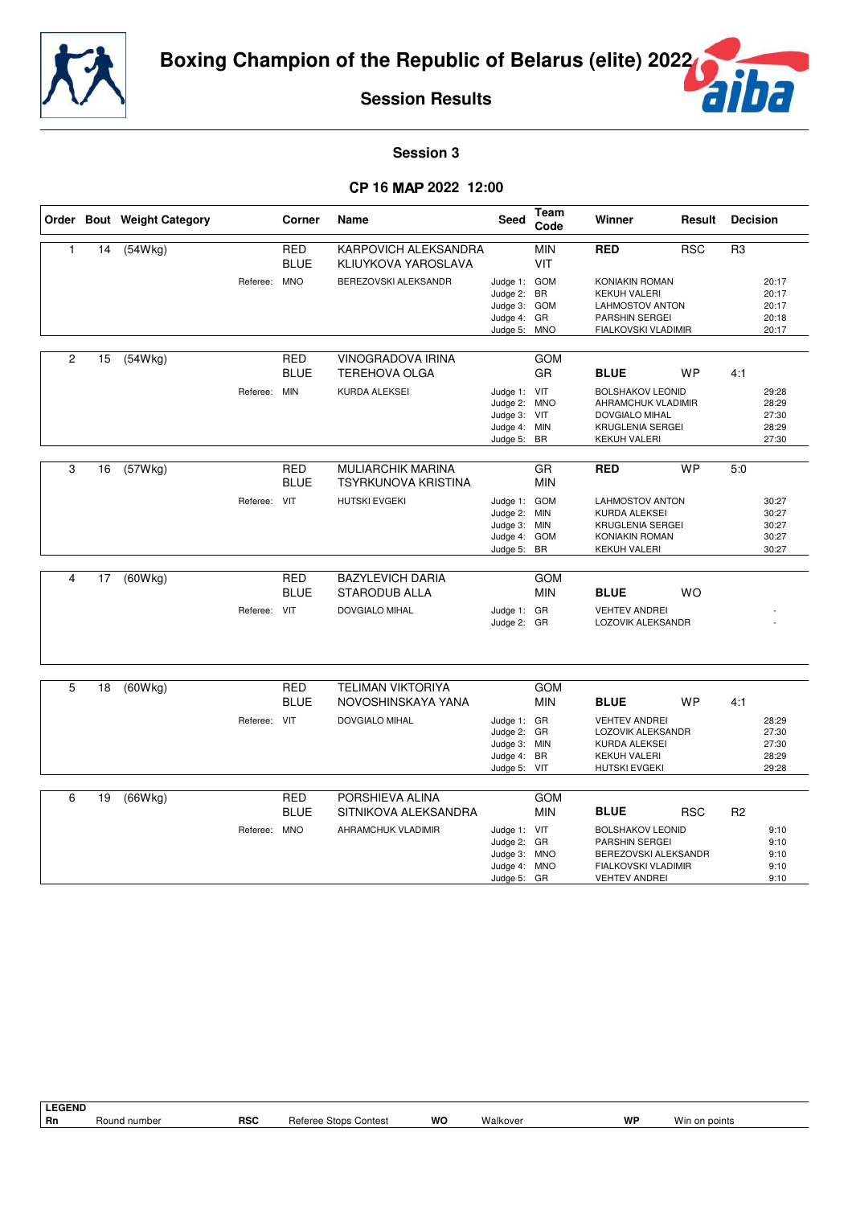# Boxing Champion of the Republic of Belarus (elite) 2022

## Session Results

### Session 3

### СР 16 МАР 2022 12:00

| Order | Bout | Weight Category | Corner | Name | Seed | Team Code | Winner | Result | Decision |
|---|---|---|---|---|---|---|---|---|---|
| 1 | 14 | (54Wkg) | RED | KARPOVICH ALEKSANDRA | | MIN | RED | RSC | R3 |
| | | | BLUE | KLIUYKOVA YAROSLAVA | | VIT | | | |
| | | | Referee: MNO | BEREZOVSKI ALEKSANDR | Judge 1: | GOM | KONIAKIN ROMAN | | 20:17 |
| | | | | | Judge 2: | BR | KEKUH VALERI | | 20:17 |
| | | | | | Judge 3: | GOM | LAHMOSTOV ANTON | | 20:17 |
| | | | | | Judge 4: | GR | PARSHIN SERGEI | | 20:18 |
| | | | | | Judge 5: | MNO | FIALKOVSKI VLADIMIR | | 20:17 |
| 2 | 15 | (54Wkg) | RED | VINOGRADOVA IRINA | | GOM | | | |
| | | | BLUE | TEREHOVA OLGA | | GR | BLUE | WP | 4:1 |
| | | | Referee: MIN | KURDA ALEKSEI | Judge 1: | VIT | BOLSHAKOV LEONID | | 29:28 |
| | | | | | Judge 2: | MNO | AHRAMCHUK VLADIMIR | | 28:29 |
| | | | | | Judge 3: | VIT | DOVGIALO MIHAL | | 27:30 |
| | | | | | Judge 4: | MIN | KRUGLENIA SERGEI | | 28:29 |
| | | | | | Judge 5: | BR | KEKUH VALERI | | 27:30 |
| 3 | 16 | (57Wkg) | RED | MULIARCHIK MARINA | | GR | RED | WP | 5:0 |
| | | | BLUE | TSYRKUNOVA KRISTINA | | MIN | | | |
| | | | Referee: VIT | HUTSKI EVGEKI | Judge 1: | GOM | LAHMOSTOV ANTON | | 30:27 |
| | | | | | Judge 2: | MIN | KURDA ALEKSEI | | 30:27 |
| | | | | | Judge 3: | MIN | KRUGLENIA SERGEI | | 30:27 |
| | | | | | Judge 4: | GOM | KONIAKIN ROMAN | | 30:27 |
| | | | | | Judge 5: | BR | KEKUH VALERI | | 30:27 |
| 4 | 17 | (60Wkg) | RED | BAZYLEVICH DARIA | | GOM | | | |
| | | | BLUE | STARODUB ALLA | | MIN | BLUE | WO | |
| | | | Referee: VIT | DOVGIALO MIHAL | Judge 1: | GR | VEHTEV ANDREI | | - |
| | | | | | Judge 2: | GR | LOZOVIK ALEKSANDR | | - |
| 5 | 18 | (60Wkg) | RED | TELIMAN VIKTORIYA | | GOM | | | |
| | | | BLUE | NOVOSHINSKAYA YANA | | MIN | BLUE | WP | 4:1 |
| | | | Referee: VIT | DOVGIALO MIHAL | Judge 1: | GR | VEHTEV ANDREI | | 28:29 |
| | | | | | Judge 2: | GR | LOZOVIK ALEKSANDR | | 27:30 |
| | | | | | Judge 3: | MIN | KURDA ALEKSEI | | 27:30 |
| | | | | | Judge 4: | BR | KEKUH VALERI | | 28:29 |
| | | | | | Judge 5: | VIT | HUTSKI EVGEKI | | 29:28 |
| 6 | 19 | (66Wkg) | RED | PORSHIEVA ALINA | | GOM | | | |
| | | | BLUE | SITNIKOVA ALEKSANDRA | | MIN | BLUE | RSC | R2 |
| | | | Referee: MNO | AHRAMCHUK VLADIMIR | Judge 1: | VIT | BOLSHAKOV LEONID | | 9:10 |
| | | | | | Judge 2: | GR | PARSHIN SERGEI | | 9:10 |
| | | | | | Judge 3: | MNO | BEREZOVSKI ALEKSANDR | | 9:10 |
| | | | | | Judge 4: | MNO | FIALKOVSKI VLADIMIR | | 9:10 |
| | | | | | Judge 5: | GR | VEHTEV ANDREI | | 9:10 |

**LEGEND**

| | | | | | | | |
|---|---|---|---|---|---|---|---|
| Rn | Round number | RSC | Referee Stops Contest | WO | Walkover | WP | Win on points |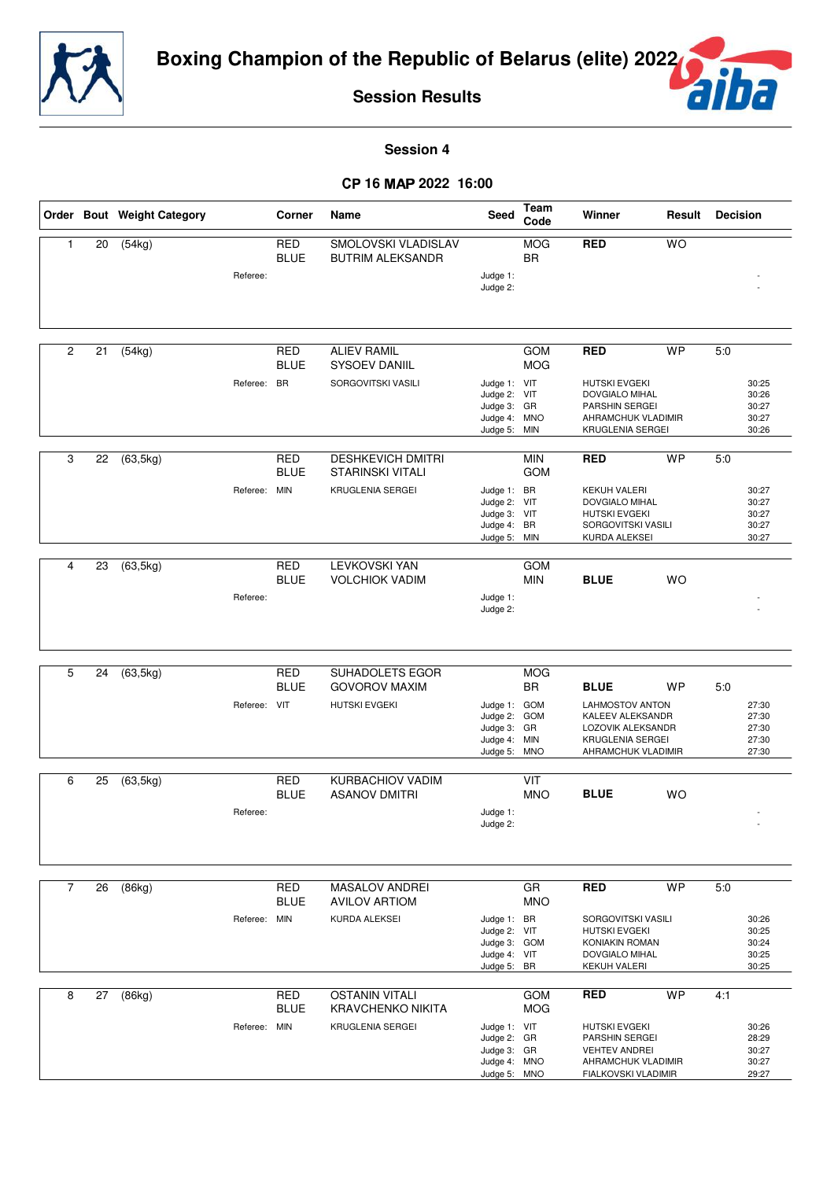# Boxing Champion of the Republic of Belarus (elite) 2022

## Session Results

### Session 4

**CP 16 MAP 2022 16:00**

| Order | Bout | Weight Category | Corner | Name | Seed | Team Code | Winner | Result | Decision |
|---|---|---|---|---|---|---|---|---|---|
| 1 | 20 | (54kg) | RED | SMOLOVSKI VLADISLAV | | MOG | **RED** | WO | |
| | | | BLUE | BUTRIM ALEKSANDR | | BR | | | |
| | | Referee: | | | Judge 1: | | | | - |
| | | | | | Judge 2: | | | | - |
| 2 | 21 | (54kg) | RED | ALIEV RAMIL | | GOM | **RED** | WP | 5:0 |
| | | | BLUE | SYSOEV DANIIL | | MOG | | | |
| | | Referee: | BR | SORGOVITSKI VASILI | Judge 1: | VIT | HUTSKI EVGEKI | | 30:25 |
| | | | | | Judge 2: | VIT | DOVGIALO MIHAL | | 30:26 |
| | | | | | Judge 3: | GR | PARSHIN SERGEI | | 30:27 |
| | | | | | Judge 4: | MNO | AHRAMCHUK VLADIMIR | | 30:27 |
| | | | | | Judge 5: | MIN | KRUGLENIA SERGEI | | 30:26 |
| 3 | 22 | (63,5kg) | RED | DESHKEVICH DMITRI | | MIN | **RED** | WP | 5:0 |
| | | | BLUE | STARINSKI VITALI | | GOM | | | |
| | | Referee: | MIN | KRUGLENIA SERGEI | Judge 1: | BR | KEKUH VALERI | | 30:27 |
| | | | | | Judge 2: | VIT | DOVGIALO MIHAL | | 30:27 |
| | | | | | Judge 3: | VIT | HUTSKI EVGEKI | | 30:27 |
| | | | | | Judge 4: | BR | SORGOVITSKI VASILI | | 30:27 |
| | | | | | Judge 5: | MIN | KURDA ALEKSEI | | 30:27 |
| 4 | 23 | (63,5kg) | RED | LEVKOVSKI YAN | | GOM | | | |
| | | | BLUE | VOLCHIOK VADIM | | MIN | **BLUE** | WO | |
| | | Referee: | | | Judge 1: | | | | - |
| | | | | | Judge 2: | | | | - |
| 5 | 24 | (63,5kg) | RED | SUHADOLETS EGOR | | MOG | | | |
| | | | BLUE | GOVOROV MAXIM | | BR | **BLUE** | WP | 5:0 |
| | | Referee: | VIT | HUTSKI EVGEKI | Judge 1: | GOM | LAHMOSTOV ANTON | | 27:30 |
| | | | | | Judge 2: | GOM | KALEEV ALEKSANDR | | 27:30 |
| | | | | | Judge 3: | GR | LOZOVIK ALEKSANDR | | 27:30 |
| | | | | | Judge 4: | MIN | KRUGLENIA SERGEI | | 27:30 |
| | | | | | Judge 5: | MNO | AHRAMCHUK VLADIMIR | | 27:30 |
| 6 | 25 | (63,5kg) | RED | KURBACHIOV VADIM | | VIT | | | |
| | | | BLUE | ASANOV DMITRI | | MNO | **BLUE** | WO | |
| | | Referee: | | | Judge 1: | | | | - |
| | | | | | Judge 2: | | | | - |
| 7 | 26 | (86kg) | RED | MASALOV ANDREI | | GR | **RED** | WP | 5:0 |
| | | | BLUE | AVILOV ARTIOM | | MNO | | | |
| | | Referee: | MIN | KURDA ALEKSEI | Judge 1: | BR | SORGOVITSKI VASILI | | 30:26 |
| | | | | | Judge 2: | VIT | HUTSKI EVGEKI | | 30:25 |
| | | | | | Judge 3: | GOM | KONIAKIN ROMAN | | 30:24 |
| | | | | | Judge 4: | VIT | DOVGIALO MIHAL | | 30:25 |
| | | | | | Judge 5: | BR | KEKUH VALERI | | 30:25 |
| 8 | 27 | (86kg) | RED | OSTANIN VITALI | | GOM | **RED** | WP | 4:1 |
| | | | BLUE | KRAVCHENKO NIKITA | | MOG | | | |
| | | Referee: | MIN | KRUGLENIA SERGEI | Judge 1: | VIT | HUTSKI EVGEKI | | 30:26 |
| | | | | | Judge 2: | GR | PARSHIN SERGEI | | 28:29 |
| | | | | | Judge 3: | GR | VEHTEV ANDREI | | 30:27 |
| | | | | | Judge 4: | MNO | AHRAMCHUK VLADIMIR | | 30:27 |
| | | | | | Judge 5: | MNO | FIALKOVSKI VLADIMIR | | 29:27 |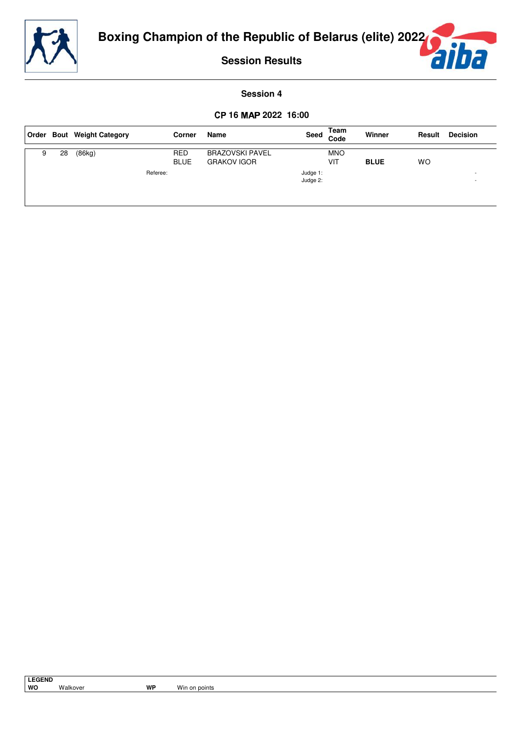# Boxing Champion of the Republic of Belarus (elite) 2022

## Session Results

### Session 4

**CP 16 MAP 2022 16:00**

| Order | Bout | Weight Category | Corner | Name | Seed | Team Code | Winner | Result | Decision |
|---|---|---|---|---|---|---|---|---|---|
| 9 | 28 | (86kg) | RED | BRAZOVSKI PAVEL | | MNO | | | |
| | | | BLUE | GRAKOV IGOR | | VIT | **BLUE** | WO | |
| | | Referee: | | | Judge 1: | | | | - |
| | | | | | Judge 2: | | | | - |

| LEGEND | | | |
|---|---|---|---|
| **WO** | Walkover | **WP** | Win on points |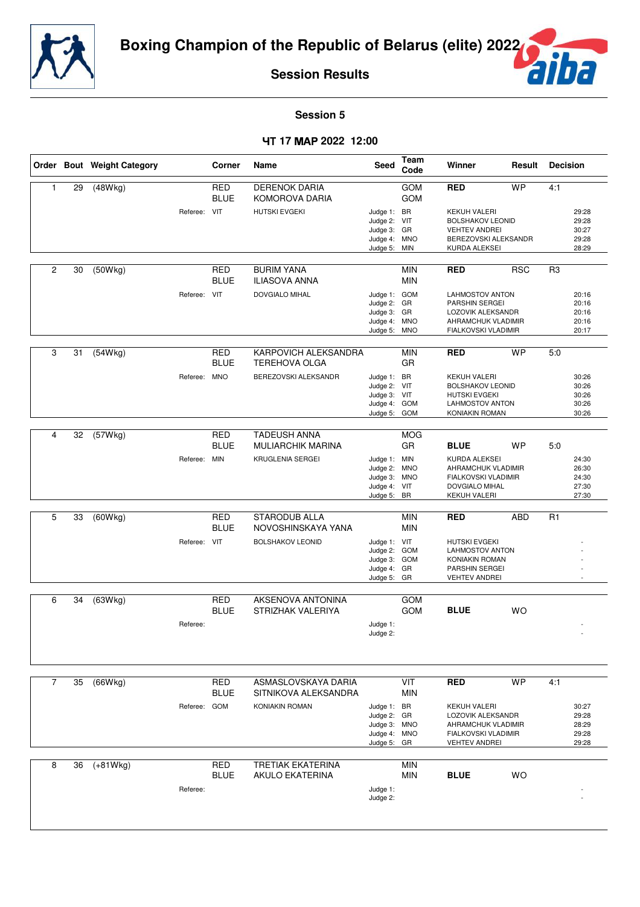# Boxing Champion of the Republic of Belarus (elite) 2022

## Session Results

### Session 5

#### ЧТ 17 МАР 2022 12:00

| Order | Bout | Weight Category | Corner | Name | Seed | Team Code | Winner | Result | Decision |
|---|---|---|---|---|---|---|---|---|---|
| 1 | 29 | (48Wkg) | RED | DERENOK DARIA | | GOM | RED | WP | 4:1 |
| | | | BLUE | KOMOROVA DARIA | | GOM | | | |
| | | Referee: | VIT | HUTSKI EVGEKI | Judge 1: | BR | KEKUH VALERI | | 29:28 |
| | | | | | Judge 2: | VIT | BOLSHAKOV LEONID | | 29:28 |
| | | | | | Judge 3: | GR | VEHTEV ANDREI | | 30:27 |
| | | | | | Judge 4: | MNO | BEREZOVSKI ALEKSANDR | | 29:28 |
| | | | | | Judge 5: | MIN | KURDA ALEKSEI | | 28:29 |
| 2 | 30 | (50Wkg) | RED | BURIM YANA | | MIN | RED | RSC | R3 |
| | | | BLUE | ILIASOVA ANNA | | MIN | | | |
| | | Referee: | VIT | DOVGIALO MIHAL | Judge 1: | GOM | LAHMOSTOV ANTON | | 20:16 |
| | | | | | Judge 2: | GR | PARSHIN SERGEI | | 20:16 |
| | | | | | Judge 3: | GR | LOZOVIK ALEKSANDR | | 20:16 |
| | | | | | Judge 4: | MNO | AHRAMCHUK VLADIMIR | | 20:16 |
| | | | | | Judge 5: | MNO | FIALKOVSKI VLADIMIR | | 20:17 |
| 3 | 31 | (54Wkg) | RED | KARPOVICH ALEKSANDRA | | MIN | RED | WP | 5:0 |
| | | | BLUE | TEREHOVA OLGA | | GR | | | |
| | | Referee: | MNO | BEREZOVSKI ALEKSANDR | Judge 1: | BR | KEKUH VALERI | | 30:26 |
| | | | | | Judge 2: | VIT | BOLSHAKOV LEONID | | 30:26 |
| | | | | | Judge 3: | VIT | HUTSKI EVGEKI | | 30:26 |
| | | | | | Judge 4: | GOM | LAHMOSTOV ANTON | | 30:26 |
| | | | | | Judge 5: | GOM | KONIAKIN ROMAN | | 30:26 |
| 4 | 32 | (57Wkg) | RED | TADEUSH ANNA | | MOG | | | |
| | | | BLUE | MULIARCHIK MARINA | | GR | BLUE | WP | 5:0 |
| | | Referee: | MIN | KRUGLENIA SERGEI | Judge 1: | MIN | KURDA ALEKSEI | | 24:30 |
| | | | | | Judge 2: | MNO | AHRAMCHUK VLADIMIR | | 26:30 |
| | | | | | Judge 3: | MNO | FIALKOVSKI VLADIMIR | | 24:30 |
| | | | | | Judge 4: | VIT | DOVGIALO MIHAL | | 27:30 |
| | | | | | Judge 5: | BR | KEKUH VALERI | | 27:30 |
| 5 | 33 | (60Wkg) | RED | STARODUB ALLA | | MIN | RED | ABD | R1 |
| | | | BLUE | NOVOSHINSKAYA YANA | | MIN | | | |
| | | Referee: | VIT | BOLSHAKOV LEONID | Judge 1: | VIT | HUTSKI EVGEKI | | - |
| | | | | | Judge 2: | GOM | LAHMOSTOV ANTON | | - |
| | | | | | Judge 3: | GOM | KONIAKIN ROMAN | | - |
| | | | | | Judge 4: | GR | PARSHIN SERGEI | | - |
| | | | | | Judge 5: | GR | VEHTEV ANDREI | | - |
| 6 | 34 | (63Wkg) | RED | AKSENOVA ANTONINA | | GOM | | | |
| | | | BLUE | STRIZHAK VALERIYA | | GOM | BLUE | WO | |
| | | Referee: | | | Judge 1: | | | | - |
| | | | | | Judge 2: | | | | - |
| 7 | 35 | (66Wkg) | RED | ASMASLOVSKAYA DARIA | | VIT | RED | WP | 4:1 |
| | | | BLUE | SITNIKOVA ALEKSANDRA | | MIN | | | |
| | | Referee: | GOM | KONIAKIN ROMAN | Judge 1: | BR | KEKUH VALERI | | 30:27 |
| | | | | | Judge 2: | GR | LOZOVIK ALEKSANDR | | 29:28 |
| | | | | | Judge 3: | MNO | AHRAMCHUK VLADIMIR | | 28:29 |
| | | | | | Judge 4: | MNO | FIALKOVSKI VLADIMIR | | 29:28 |
| | | | | | Judge 5: | GR | VEHTEV ANDREI | | 29:28 |
| 8 | 36 | (+81Wkg) | RED | TRETIAK EKATERINA | | MIN | | | |
| | | | BLUE | AKULO EKATERINA | | MIN | BLUE | WO | |
| | | Referee: | | | Judge 1: | | | | - |
| | | | | | Judge 2: | | | | - |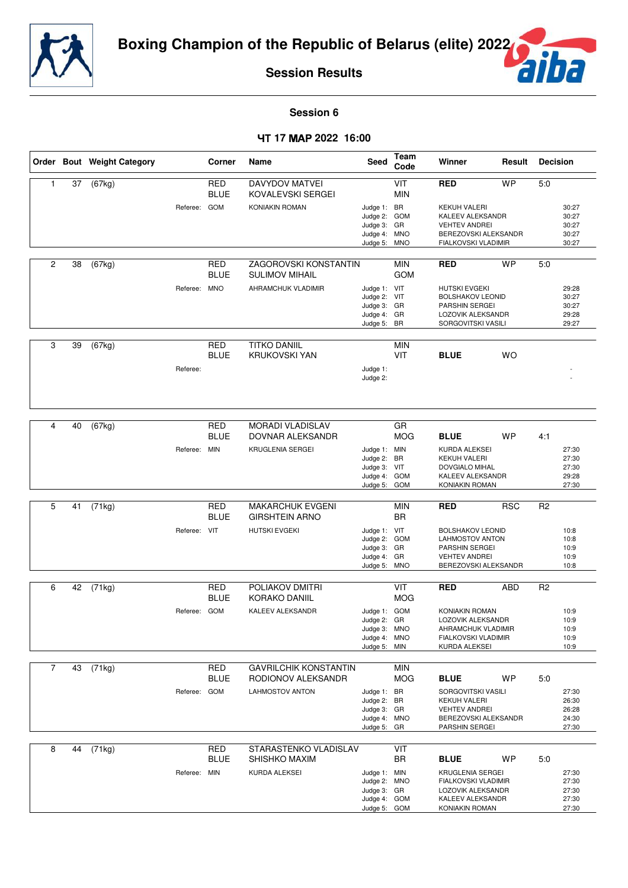# Boxing Champion of the Republic of Belarus (elite) 2022

## Session Results

### Session 6

**ЧТ 17 МАР 2022 16:00**

| Order | Bout | Weight Category | Corner | Name | Seed | Team Code | Winner | Result | Decision |
|---|---|---|---|---|---|---|---|---|---|
| 1 | 37 | (67kg) | RED | DAVYDOV MATVEI | | VIT | **RED** | WP | 5:0 |
| | | | BLUE | KOVALEVSKI SERGEI | | MIN | | | |
| | | Referee: | GOM | KONIAKIN ROMAN | Judge 1: | BR | KEKUH VALERI | | 30:27 |
| | | | | | Judge 2: | GOM | KALEEV ALEKSANDR | | 30:27 |
| | | | | | Judge 3: | GR | VEHTEV ANDREI | | 30:27 |
| | | | | | Judge 4: | MNO | BEREZOVSKI ALEKSANDR | | 30:27 |
| | | | | | Judge 5: | MNO | FIALKOVSKI VLADIMIR | | 30:27 |
| 2 | 38 | (67kg) | RED | ZAGOROVSKI KONSTANTIN | | MIN | **RED** | WP | 5:0 |
| | | | BLUE | SULIMOV MIHAIL | | GOM | | | |
| | | Referee: | MNO | AHRAMCHUK VLADIMIR | Judge 1: | VIT | HUTSKI EVGEKI | | 29:28 |
| | | | | | Judge 2: | VIT | BOLSHAKOV LEONID | | 30:27 |
| | | | | | Judge 3: | GR | PARSHIN SERGEI | | 30:27 |
| | | | | | Judge 4: | GR | LOZOVIK ALEKSANDR | | 29:28 |
| | | | | | Judge 5: | BR | SORGOVITSKI VASILI | | 29:27 |
| 3 | 39 | (67kg) | RED | TITKO DANIIL | | MIN | | | |
| | | | BLUE | KRUKOVSKI YAN | | VIT | **BLUE** | WO | |
| | | Referee: | | | Judge 1: | | | | - |
| | | | | | Judge 2: | | | | - |
| 4 | 40 | (67kg) | RED | MORADI VLADISLAV | | GR | | | |
| | | | BLUE | DOVNAR ALEKSANDR | | MOG | **BLUE** | WP | 4:1 |
| | | Referee: | MIN | KRUGLENIA SERGEI | Judge 1: | MIN | KURDA ALEKSEI | | 27:30 |
| | | | | | Judge 2: | BR | KEKUH VALERI | | 27:30 |
| | | | | | Judge 3: | VIT | DOVGIALO MIHAL | | 27:30 |
| | | | | | Judge 4: | GOM | KALEEV ALEKSANDR | | 29:28 |
| | | | | | Judge 5: | GOM | KONIAKIN ROMAN | | 27:30 |
| 5 | 41 | (71kg) | RED | MAKARCHUK EVGENI | | MIN | **RED** | RSC | R2 |
| | | | BLUE | GIRSHTEIN ARNO | | BR | | | |
| | | Referee: | VIT | HUTSKI EVGEKI | Judge 1: | VIT | BOLSHAKOV LEONID | | 10:8 |
| | | | | | Judge 2: | GOM | LAHMOSTOV ANTON | | 10:8 |
| | | | | | Judge 3: | GR | PARSHIN SERGEI | | 10:9 |
| | | | | | Judge 4: | GR | VEHTEV ANDREI | | 10:9 |
| | | | | | Judge 5: | MNO | BEREZOVSKI ALEKSANDR | | 10:8 |
| 6 | 42 | (71kg) | RED | POLIAKOV DMITRI | | VIT | **RED** | ABD | R2 |
| | | | BLUE | KORAKO DANIIL | | MOG | | | |
| | | Referee: | GOM | KALEEV ALEKSANDR | Judge 1: | GOM | KONIAKIN ROMAN | | 10:9 |
| | | | | | Judge 2: | GR | LOZOVIK ALEKSANDR | | 10:9 |
| | | | | | Judge 3: | MNO | AHRAMCHUK VLADIMIR | | 10:9 |
| | | | | | Judge 4: | MNO | FIALKOVSKI VLADIMIR | | 10:9 |
| | | | | | Judge 5: | MIN | KURDA ALEKSEI | | 10:9 |
| 7 | 43 | (71kg) | RED | GAVRILCHIK KONSTANTIN | | MIN | | | |
| | | | BLUE | RODIONOV ALEKSANDR | | MOG | **BLUE** | WP | 5:0 |
| | | Referee: | GOM | LAHMOSTOV ANTON | Judge 1: | BR | SORGOVITSKI VASILI | | 27:30 |
| | | | | | Judge 2: | BR | KEKUH VALERI | | 26:30 |
| | | | | | Judge 3: | GR | VEHTEV ANDREI | | 26:28 |
| | | | | | Judge 4: | MNO | BEREZOVSKI ALEKSANDR | | 24:30 |
| | | | | | Judge 5: | GR | PARSHIN SERGEI | | 27:30 |
| 8 | 44 | (71kg) | RED | STARASTENKO VLADISLAV | | VIT | | | |
| | | | BLUE | SHISHKO MAXIM | | BR | **BLUE** | WP | 5:0 |
| | | Referee: | MIN | KURDA ALEKSEI | Judge 1: | MIN | KRUGLENIA SERGEI | | 27:30 |
| | | | | | Judge 2: | MNO | FIALKOVSKI VLADIMIR | | 27:30 |
| | | | | | Judge 3: | GR | LOZOVIK ALEKSANDR | | 27:30 |
| | | | | | Judge 4: | GOM | KALEEV ALEKSANDR | | 27:30 |
| | | | | | Judge 5: | GOM | KONIAKIN ROMAN | | 27:30 |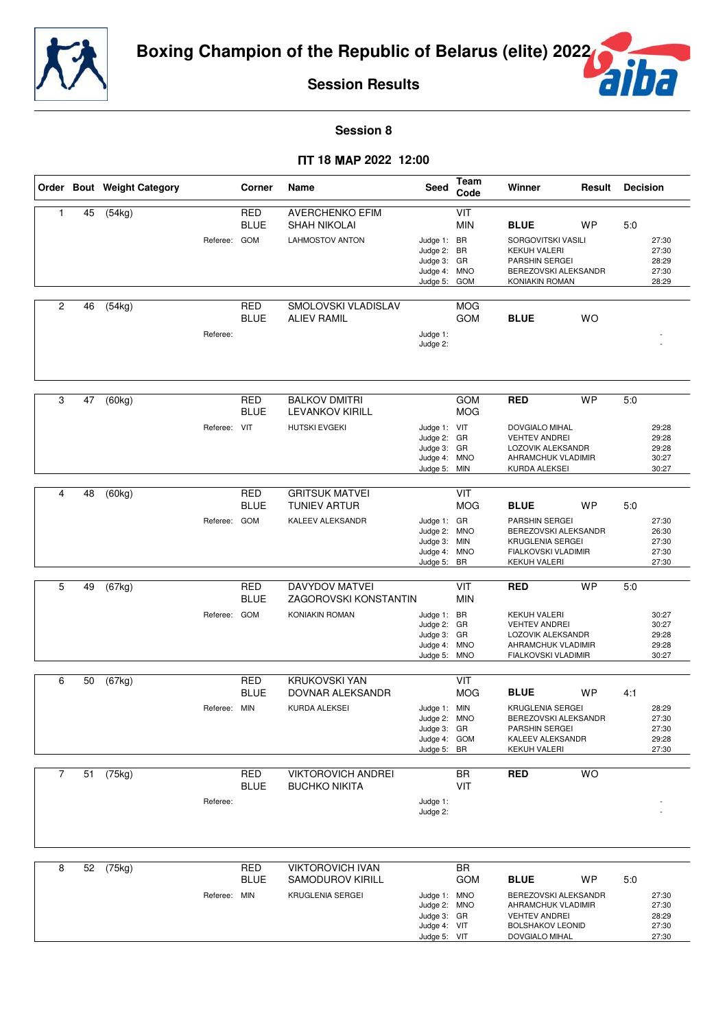# Boxing Champion of the Republic of Belarus (elite) 2022

## Session Results

### Session 8

### ПТ 18 МАР 2022 12:00

| Order | Bout | Weight Category | Corner | Name | Seed | Team Code | Winner | Result | Decision |
|---|---|---|---|---|---|---|---|---|---|
| 1 | 45 | (54kg) | RED | AVERCHENKO EFIM | | VIT | | | |
| | | | BLUE | SHAH NIKOLAI | | MIN | **BLUE** | WP | 5:0 |
| | | Referee: | GOM | LAHMOSTOV ANTON | Judge 1: | BR | SORGOVITSKI VASILI | | 27:30 |
| | | | | | Judge 2: | BR | KEKUH VALERI | | 27:30 |
| | | | | | Judge 3: | GR | PARSHIN SERGEI | | 28:29 |
| | | | | | Judge 4: | MNO | BEREZOVSKI ALEKSANDR | | 27:30 |
| | | | | | Judge 5: | GOM | KONIAKIN ROMAN | | 28:29 |
| 2 | 46 | (54kg) | RED | SMOLOVSKI VLADISLAV | | MOG | | | |
| | | | BLUE | ALIEV RAMIL | | GOM | **BLUE** | WO | |
| | | Referee: | | | Judge 1: | | | | - |
| | | | | | Judge 2: | | | | - |
| 3 | 47 | (60kg) | RED | BALKOV DMITRI | | GOM | **RED** | WP | 5:0 |
| | | | BLUE | LEVANKOV KIRILL | | MOG | | | |
| | | Referee: | VIT | HUTSKI EVGEKI | Judge 1: | VIT | DOVGIALO MIHAL | | 29:28 |
| | | | | | Judge 2: | GR | VEHTEV ANDREI | | 29:28 |
| | | | | | Judge 3: | GR | LOZOVIK ALEKSANDR | | 29:28 |
| | | | | | Judge 4: | MNO | AHRAMCHUK VLADIMIR | | 30:27 |
| | | | | | Judge 5: | MIN | KURDA ALEKSEI | | 30:27 |
| 4 | 48 | (60kg) | RED | GRITSUK MATVEI | | VIT | | | |
| | | | BLUE | TUNIEV ARTUR | | MOG | **BLUE** | WP | 5:0 |
| | | Referee: | GOM | KALEEV ALEKSANDR | Judge 1: | GR | PARSHIN SERGEI | | 27:30 |
| | | | | | Judge 2: | MNO | BEREZOVSKI ALEKSANDR | | 26:30 |
| | | | | | Judge 3: | MIN | KRUGLENIA SERGEI | | 27:30 |
| | | | | | Judge 4: | MNO | FIALKOVSKI VLADIMIR | | 27:30 |
| | | | | | Judge 5: | BR | KEKUH VALERI | | 27:30 |
| 5 | 49 | (67kg) | RED | DAVYDOV MATVEI | | VIT | **RED** | WP | 5:0 |
| | | | BLUE | ZAGOROVSKI KONSTANTIN | | MIN | | | |
| | | Referee: | GOM | KONIAKIN ROMAN | Judge 1: | BR | KEKUH VALERI | | 30:27 |
| | | | | | Judge 2: | GR | VEHTEV ANDREI | | 30:27 |
| | | | | | Judge 3: | GR | LOZOVIK ALEKSANDR | | 29:28 |
| | | | | | Judge 4: | MNO | AHRAMCHUK VLADIMIR | | 29:28 |
| | | | | | Judge 5: | MNO | FIALKOVSKI VLADIMIR | | 30:27 |
| 6 | 50 | (67kg) | RED | KRUKOVSKI YAN | | VIT | | | |
| | | | BLUE | DOVNAR ALEKSANDR | | MOG | **BLUE** | WP | 4:1 |
| | | Referee: | MIN | KURDA ALEKSEI | Judge 1: | MIN | KRUGLENIA SERGEI | | 28:29 |
| | | | | | Judge 2: | MNO | BEREZOVSKI ALEKSANDR | | 27:30 |
| | | | | | Judge 3: | GR | PARSHIN SERGEI | | 27:30 |
| | | | | | Judge 4: | GOM | KALEEV ALEKSANDR | | 29:28 |
| | | | | | Judge 5: | BR | KEKUH VALERI | | 27:30 |
| 7 | 51 | (75kg) | RED | VIKTOROVICH ANDREI | | BR | **RED** | WO | |
| | | | BLUE | BUCHKO NIKITA | | VIT | | | |
| | | Referee: | | | Judge 1: | | | | - |
| | | | | | Judge 2: | | | | - |
| 8 | 52 | (75kg) | RED | VIKTOROVICH IVAN | | BR | | | |
| | | | BLUE | SAMODUROV KIRILL | | GOM | **BLUE** | WP | 5:0 |
| | | Referee: | MIN | KRUGLENIA SERGEI | Judge 1: | MNO | BEREZOVSKI ALEKSANDR | | 27:30 |
| | | | | | Judge 2: | MNO | AHRAMCHUK VLADIMIR | | 27:30 |
| | | | | | Judge 3: | GR | VEHTEV ANDREI | | 28:29 |
| | | | | | Judge 4: | VIT | BOLSHAKOV LEONID | | 27:30 |
| | | | | | Judge 5: | VIT | DOVGIALO MIHAL | | 27:30 |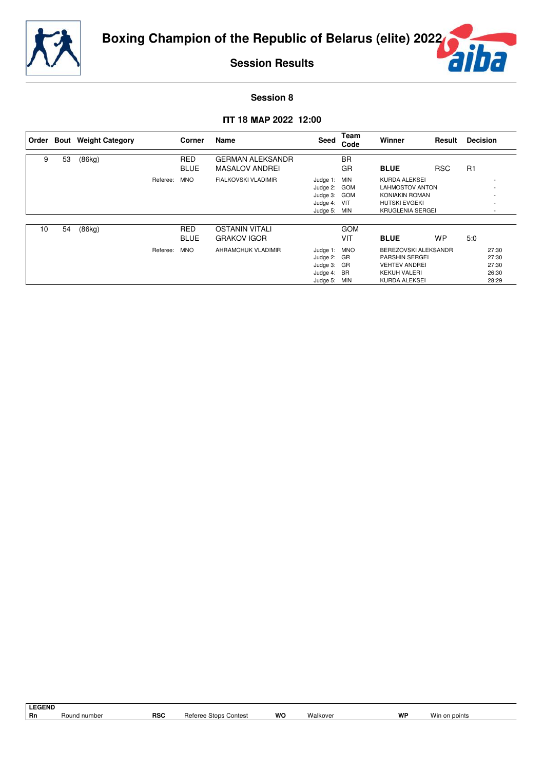# Boxing Champion of the Republic of Belarus (elite) 2022

## Session Results

### Session 8

### ПТ 18 МАР 2022 12:00

| Order | Bout | Weight Category | Corner | Name | Seed | Team Code | Winner | Result | Decision |
|---|---|---|---|---|---|---|---|---|---|
| 9 | 53 | (86kg) | RED | GERMAN ALEKSANDR | | BR | | | |
| | | | BLUE | MASALOV ANDREI | | GR | **BLUE** | RSC | R1 |
| | | Referee: | MNO | FIALKOVSKI VLADIMIR | Judge 1: | MIN | KURDA ALEKSEI | | - |
| | | | | | Judge 2: | GOM | LAHMOSTOV ANTON | | - |
| | | | | | Judge 3: | GOM | KONIAKIN ROMAN | | - |
| | | | | | Judge 4: | VIT | HUTSKI EVGEKI | | - |
| | | | | | Judge 5: | MIN | KRUGLENIA SERGEI | | - |
| 10 | 54 | (86kg) | RED | OSTANIN VITALI | | GOM | | | |
| | | | BLUE | GRAKOV IGOR | | VIT | **BLUE** | WP | 5:0 |
| | | Referee: | MNO | AHRAMCHUK VLADIMIR | Judge 1: | MNO | BEREZOVSKI ALEKSANDR | | 27:30 |
| | | | | | Judge 2: | GR | PARSHIN SERGEI | | 27:30 |
| | | | | | Judge 3: | GR | VEHTEV ANDREI | | 27:30 |
| | | | | | Judge 4: | BR | KEKUH VALERI | | 26:30 |
| | | | | | Judge 5: | MIN | KURDA ALEKSEI | | 28:29 |

**LEGEND**

| | | | | | | | |
|---|---|---|---|---|---|---|---|
| **Rn** | Round number | **RSC** | Referee Stops Contest | **WO** | Walkover | **WP** | Win on points |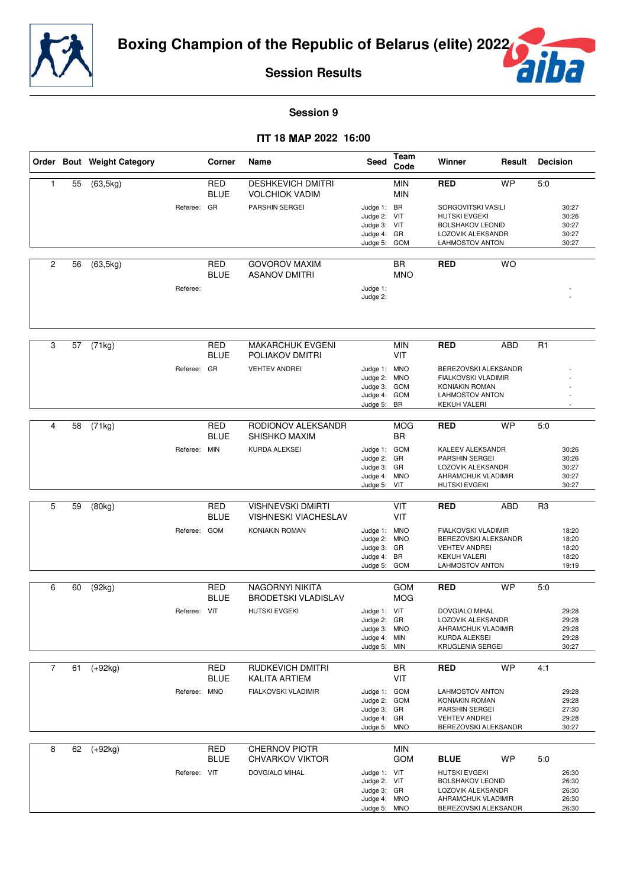# Boxing Champion of the Republic of Belarus (elite) 2022

## Session Results

### Session 9

### ПТ 18 МАР 2022 16:00

| Order | Bout | Weight Category | Corner | Name | Seed | Team Code | Winner | Result | Decision |
|---|---|---|---|---|---|---|---|---|---|
| 1 | 55 | (63,5kg) | RED | DESHKEVICH DMITRI | | MIN | **RED** | WP | 5:0 |
| | | | BLUE | VOLCHIOK VADIM | | MIN | | | |
| | | | Referee: GR | PARSHIN SERGEI | Judge 1: | BR | SORGOVITSKI VASILI | | 30:27 |
| | | | | | Judge 2: | VIT | HUTSKI EVGEKI | | 30:26 |
| | | | | | Judge 3: | VIT | BOLSHAKOV LEONID | | 30:27 |
| | | | | | Judge 4: | GR | LOZOVIK ALEKSANDR | | 30:27 |
| | | | | | Judge 5: | GOM | LAHMOSTOV ANTON | | 30:27 |
| 2 | 56 | (63,5kg) | RED | GOVOROV MAXIM | | BR | **RED** | WO | |
| | | | BLUE | ASANOV DMITRI | | MNO | | | |
| | | | Referee: | | Judge 1: | | | | - |
| | | | | | Judge 2: | | | | - |
| 3 | 57 | (71kg) | RED | MAKARCHUK EVGENI | | MIN | **RED** | ABD | R1 |
| | | | BLUE | POLIAKOV DMITRI | | VIT | | | |
| | | | Referee: GR | VEHTEV ANDREI | Judge 1: | MNO | BEREZOVSKI ALEKSANDR | | - |
| | | | | | Judge 2: | MNO | FIALKOVSKI VLADIMIR | | - |
| | | | | | Judge 3: | GOM | KONIAKIN ROMAN | | - |
| | | | | | Judge 4: | GOM | LAHMOSTOV ANTON | | - |
| | | | | | Judge 5: | BR | KEKUH VALERI | | - |
| 4 | 58 | (71kg) | RED | RODIONOV ALEKSANDR | | MOG | **RED** | WP | 5:0 |
| | | | BLUE | SHISHKO MAXIM | | BR | | | |
| | | | Referee: MIN | KURDA ALEKSEI | Judge 1: | GOM | KALEEV ALEKSANDR | | 30:26 |
| | | | | | Judge 2: | GR | PARSHIN SERGEI | | 30:26 |
| | | | | | Judge 3: | GR | LOZOVIK ALEKSANDR | | 30:27 |
| | | | | | Judge 4: | MNO | AHRAMCHUK VLADIMIR | | 30:27 |
| | | | | | Judge 5: | VIT | HUTSKI EVGEKI | | 30:27 |
| 5 | 59 | (80kg) | RED | VISHNEVSKI DMIRTI | | VIT | **RED** | ABD | R3 |
| | | | BLUE | VISHNESKI VIACHESLAV | | VIT | | | |
| | | | Referee: GOM | KONIAKIN ROMAN | Judge 1: | MNO | FIALKOVSKI VLADIMIR | | 18:20 |
| | | | | | Judge 2: | MNO | BEREZOVSKI ALEKSANDR | | 18:20 |
| | | | | | Judge 3: | GR | VEHTEV ANDREI | | 18:20 |
| | | | | | Judge 4: | BR | KEKUH VALERI | | 18:20 |
| | | | | | Judge 5: | GOM | LAHMOSTOV ANTON | | 19:19 |
| 6 | 60 | (92kg) | RED | NAGORNYI NIKITA | | GOM | **RED** | WP | 5:0 |
| | | | BLUE | BRODETSKI VLADISLAV | | MOG | | | |
| | | | Referee: VIT | HUTSKI EVGEKI | Judge 1: | VIT | DOVGIALO MIHAL | | 29:28 |
| | | | | | Judge 2: | GR | LOZOVIK ALEKSANDR | | 29:28 |
| | | | | | Judge 3: | MNO | AHRAMCHUK VLADIMIR | | 29:28 |
| | | | | | Judge 4: | MIN | KURDA ALEKSEI | | 29:28 |
| | | | | | Judge 5: | MIN | KRUGLENIA SERGEI | | 30:27 |
| 7 | 61 | (+92kg) | RED | RUDKEVICH DMITRI | | BR | **RED** | WP | 4:1 |
| | | | BLUE | KALITA ARTIEM | | VIT | | | |
| | | | Referee: MNO | FIALKOVSKI VLADIMIR | Judge 1: | GOM | LAHMOSTOV ANTON | | 29:28 |
| | | | | | Judge 2: | GOM | KONIAKIN ROMAN | | 29:28 |
| | | | | | Judge 3: | GR | PARSHIN SERGEI | | 27:30 |
| | | | | | Judge 4: | GR | VEHTEV ANDREI | | 29:28 |
| | | | | | Judge 5: | MNO | BEREZOVSKI ALEKSANDR | | 30:27 |
| 8 | 62 | (+92kg) | RED | CHERNOV PIOTR | | MIN | | | |
| | | | BLUE | CHVARKOV VIKTOR | | GOM | **BLUE** | WP | 5:0 |
| | | | Referee: VIT | DOVGIALO MIHAL | Judge 1: | VIT | HUTSKI EVGEKI | | 26:30 |
| | | | | | Judge 2: | VIT | BOLSHAKOV LEONID | | 26:30 |
| | | | | | Judge 3: | GR | LOZOVIK ALEKSANDR | | 26:30 |
| | | | | | Judge 4: | MNO | AHRAMCHUK VLADIMIR | | 26:30 |
| | | | | | Judge 5: | MNO | BEREZOVSKI ALEKSANDR | | 26:30 |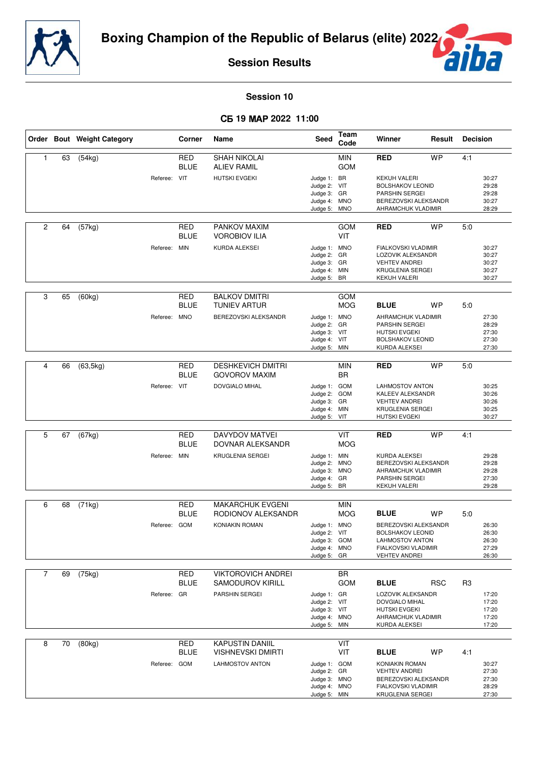# Boxing Champion of the Republic of Belarus (elite) 2022

## Session Results

### Session 10

### СБ 19 МАР 2022 11:00

| Order | Bout | Weight Category | Corner | Name | Seed | Team Code | Winner | Result | Decision |
|---|---|---|---|---|---|---|---|---|---|
| 1 | 63 | (54kg) | RED | SHAH NIKOLAI | | MIN | RED | WP | 4:1 |
| | | | BLUE | ALIEV RAMIL | | GOM | | | |
| | | | Referee: VIT | HUTSKI EVGEKI | Judge 1: | BR | KEKUH VALERI | | 30:27 |
| | | | | | Judge 2: | VIT | BOLSHAKOV LEONID | | 29:28 |
| | | | | | Judge 3: | GR | PARSHIN SERGEI | | 29:28 |
| | | | | | Judge 4: | MNO | BEREZOVSKI ALEKSANDR | | 30:27 |
| | | | | | Judge 5: | MNO | AHRAMCHUK VLADIMIR | | 28:29 |
| 2 | 64 | (57kg) | RED | PANKOV MAXIM | | GOM | RED | WP | 5:0 |
| | | | BLUE | VOROBIOV ILIA | | VIT | | | |
| | | | Referee: MIN | KURDA ALEKSEI | Judge 1: | MNO | FIALKOVSKI VLADIMIR | | 30:27 |
| | | | | | Judge 2: | GR | LOZOVIK ALEKSANDR | | 30:27 |
| | | | | | Judge 3: | GR | VEHTEV ANDREI | | 30:27 |
| | | | | | Judge 4: | MIN | KRUGLENIA SERGEI | | 30:27 |
| | | | | | Judge 5: | BR | KEKUH VALERI | | 30:27 |
| 3 | 65 | (60kg) | RED | BALKOV DMITRI | | GOM | | | |
| | | | BLUE | TUNIEV ARTUR | | MOG | BLUE | WP | 5:0 |
| | | | Referee: MNO | BEREZOVSKI ALEKSANDR | Judge 1: | MNO | AHRAMCHUK VLADIMIR | | 27:30 |
| | | | | | Judge 2: | GR | PARSHIN SERGEI | | 28:29 |
| | | | | | Judge 3: | VIT | HUTSKI EVGEKI | | 27:30 |
| | | | | | Judge 4: | VIT | BOLSHAKOV LEONID | | 27:30 |
| | | | | | Judge 5: | MIN | KURDA ALEKSEI | | 27:30 |
| 4 | 66 | (63,5kg) | RED | DESHKEVICH DMITRI | | MIN | RED | WP | 5:0 |
| | | | BLUE | GOVOROV MAXIM | | BR | | | |
| | | | Referee: VIT | DOVGIALO MIHAL | Judge 1: | GOM | LAHMOSTOV ANTON | | 30:25 |
| | | | | | Judge 2: | GOM | KALEEV ALEKSANDR | | 30:26 |
| | | | | | Judge 3: | GR | VEHTEV ANDREI | | 30:26 |
| | | | | | Judge 4: | MIN | KRUGLENIA SERGEI | | 30:25 |
| | | | | | Judge 5: | VIT | HUTSKI EVGEKI | | 30:27 |
| 5 | 67 | (67kg) | RED | DAVYDOV MATVEI | | VIT | RED | WP | 4:1 |
| | | | BLUE | DOVNAR ALEKSANDR | | MOG | | | |
| | | | Referee: MIN | KRUGLENIA SERGEI | Judge 1: | MIN | KURDA ALEKSEI | | 29:28 |
| | | | | | Judge 2: | MNO | BEREZOVSKI ALEKSANDR | | 29:28 |
| | | | | | Judge 3: | MNO | AHRAMCHUK VLADIMIR | | 29:28 |
| | | | | | Judge 4: | GR | PARSHIN SERGEI | | 27:30 |
| | | | | | Judge 5: | BR | KEKUH VALERI | | 29:28 |
| 6 | 68 | (71kg) | RED | MAKARCHUK EVGENI | | MIN | | | |
| | | | BLUE | RODIONOV ALEKSANDR | | MOG | BLUE | WP | 5:0 |
| | | | Referee: GOM | KONIAKIN ROMAN | Judge 1: | MNO | BEREZOVSKI ALEKSANDR | | 26:30 |
| | | | | | Judge 2: | VIT | BOLSHAKOV LEONID | | 26:30 |
| | | | | | Judge 3: | GOM | LAHMOSTOV ANTON | | 26:30 |
| | | | | | Judge 4: | MNO | FIALKOVSKI VLADIMIR | | 27:29 |
| | | | | | Judge 5: | GR | VEHTEV ANDREI | | 26:30 |
| 7 | 69 | (75kg) | RED | VIKTOROVICH ANDREI | | BR | | | |
| | | | BLUE | SAMODUROV KIRILL | | GOM | BLUE | RSC | R3 |
| | | | Referee: GR | PARSHIN SERGEI | Judge 1: | GR | LOZOVIK ALEKSANDR | | 17:20 |
| | | | | | Judge 2: | VIT | DOVGIALO MIHAL | | 17:20 |
| | | | | | Judge 3: | VIT | HUTSKI EVGEKI | | 17:20 |
| | | | | | Judge 4: | MNO | AHRAMCHUK VLADIMIR | | 17:20 |
| | | | | | Judge 5: | MIN | KURDA ALEKSEI | | 17:20 |
| 8 | 70 | (80kg) | RED | KAPUSTIN DANIIL | | VIT | | | |
| | | | BLUE | VISHNEVSKI DMIRTI | | VIT | BLUE | WP | 4:1 |
| | | | Referee: GOM | LAHMOSTOV ANTON | Judge 1: | GOM | KONIAKIN ROMAN | | 30:27 |
| | | | | | Judge 2: | GR | VEHTEV ANDREI | | 27:30 |
| | | | | | Judge 3: | MNO | BEREZOVSKI ALEKSANDR | | 27:30 |
| | | | | | Judge 4: | MNO | FIALKOVSKI VLADIMIR | | 28:29 |
| | | | | | Judge 5: | MIN | KRUGLENIA SERGEI | | 27:30 |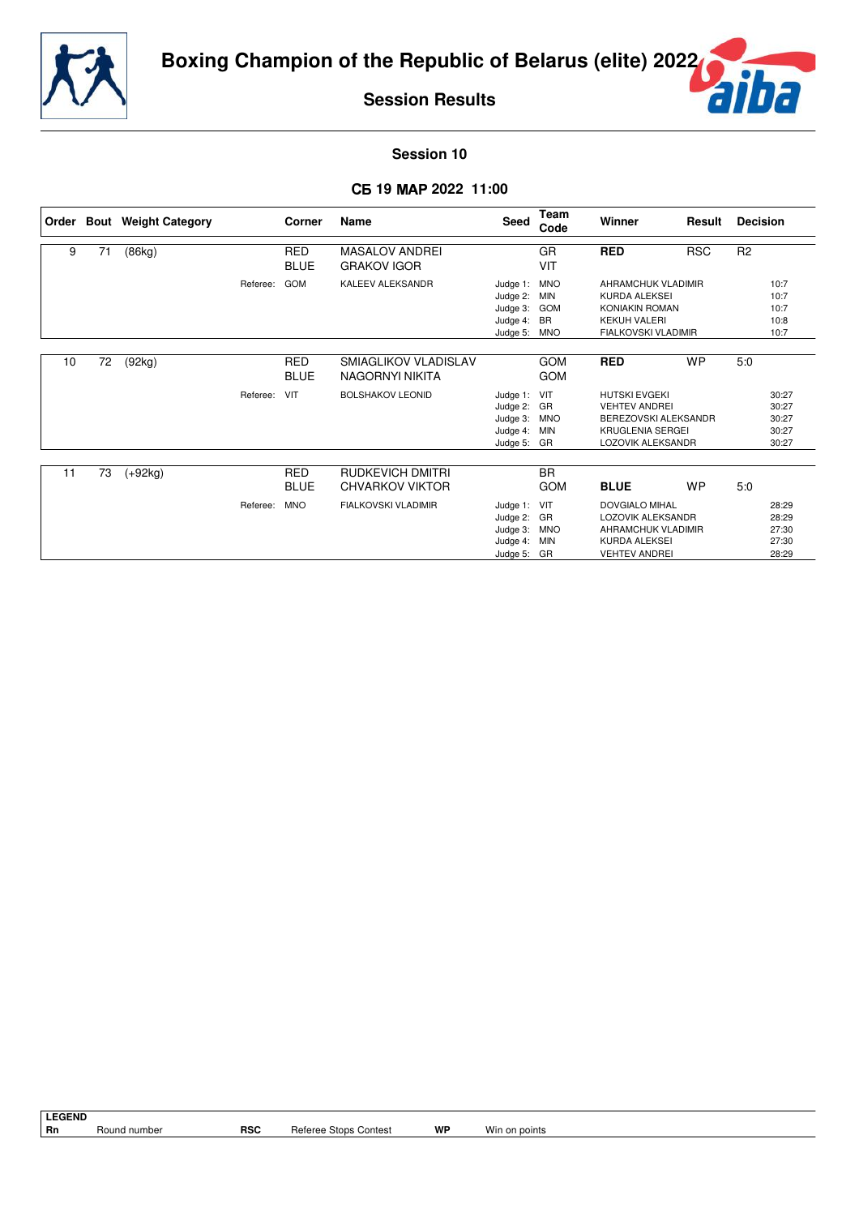# Boxing Champion of the Republic of Belarus (elite) 2022

## Session Results

### Session 10

### СБ 19 МАР 2022 11:00

| Order | Bout | Weight Category | Corner | Name | Seed | Team Code | Winner | Result | Decision |
|---|---|---|---|---|---|---|---|---|---|
| 9 | 71 | (86kg) | RED | MASALOV ANDREI | | GR | **RED** | RSC | R2 |
| | | | BLUE | GRAKOV IGOR | | VIT | | | |
| | | Referee: | GOM | KALEEV ALEKSANDR | Judge 1: | MNO | AHRAMCHUK VLADIMIR | | 10:7 |
| | | | | | Judge 2: | MIN | KURDA ALEKSEI | | 10:7 |
| | | | | | Judge 3: | GOM | KONIAKIN ROMAN | | 10:7 |
| | | | | | Judge 4: | BR | KEKUH VALERI | | 10:8 |
| | | | | | Judge 5: | MNO | FIALKOVSKI VLADIMIR | | 10:7 |
| 10 | 72 | (92kg) | RED | SMIAGLIKOV VLADISLAV | | GOM | **RED** | WP | 5:0 |
| | | | BLUE | NAGORNYI NIKITA | | GOM | | | |
| | | Referee: | VIT | BOLSHAKOV LEONID | Judge 1: | VIT | HUTSKI EVGEKI | | 30:27 |
| | | | | | Judge 2: | GR | VEHTEV ANDREI | | 30:27 |
| | | | | | Judge 3: | MNO | BEREZOVSKI ALEKSANDR | | 30:27 |
| | | | | | Judge 4: | MIN | KRUGLENIA SERGEI | | 30:27 |
| | | | | | Judge 5: | GR | LOZOVIK ALEKSANDR | | 30:27 |
| 11 | 73 | (+92kg) | RED | RUDKEVICH DMITRI | | BR | | | |
| | | | BLUE | CHVARKOV VIKTOR | | GOM | **BLUE** | WP | 5:0 |
| | | Referee: | MNO | FIALKOVSKI VLADIMIR | Judge 1: | VIT | DOVGIALO MIHAL | | 28:29 |
| | | | | | Judge 2: | GR | LOZOVIK ALEKSANDR | | 28:29 |
| | | | | | Judge 3: | MNO | AHRAMCHUK VLADIMIR | | 27:30 |
| | | | | | Judge 4: | MIN | KURDA ALEKSEI | | 27:30 |
| | | | | | Judge 5: | GR | VEHTEV ANDREI | | 28:29 |

**LEGEND**

| | | | | | |
|---|---|---|---|---|---|
| **Rn** | Round number | **RSC** | Referee Stops Contest | **WP** | Win on points |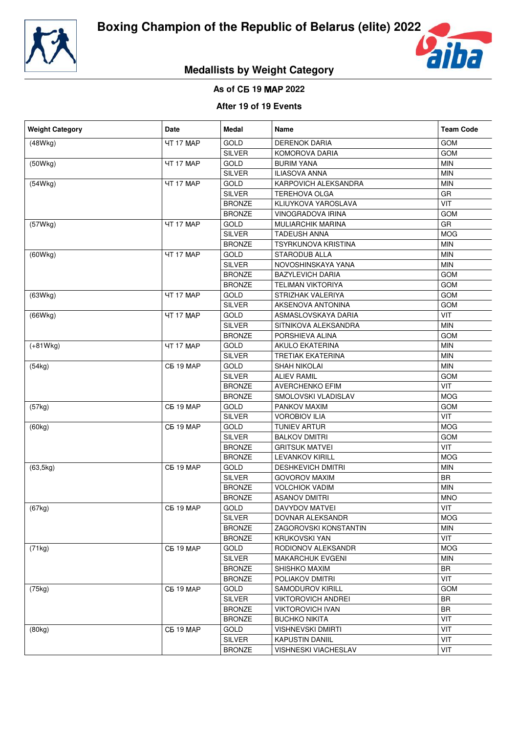# Boxing Champion of the Republic of Belarus (elite) 2022

## Medallists by Weight Category

**As of СБ 19 МАР 2022**

**After 19 of 19 Events**

| Weight Category | Date | Medal | Name | Team Code |
|---|---|---|---|---|
| (48Wkg) | ЧТ 17 МАР | GOLD | DERENOK DARIA | GOM |
| | | SILVER | KOMOROVA DARIA | GOM |
| (50Wkg) | ЧТ 17 МАР | GOLD | BURIM YANA | MIN |
| | | SILVER | ILIASOVA ANNA | MIN |
| (54Wkg) | ЧТ 17 МАР | GOLD | KARPOVICH ALEKSANDRA | MIN |
| | | SILVER | TEREHOVA OLGA | GR |
| | | BRONZE | KLIUYKOVA YAROSLAVA | VIT |
| | | BRONZE | VINOGRADOVA IRINA | GOM |
| (57Wkg) | ЧТ 17 МАР | GOLD | MULIARCHIK MARINA | GR |
| | | SILVER | TADEUSH ANNA | MOG |
| | | BRONZE | TSYRKUNOVA KRISTINA | MIN |
| (60Wkg) | ЧТ 17 МАР | GOLD | STARODUB ALLA | MIN |
| | | SILVER | NOVOSHINSKAYA YANA | MIN |
| | | BRONZE | BAZYLEVICH DARIA | GOM |
| | | BRONZE | TELIMAN VIKTORIYA | GOM |
| (63Wkg) | ЧТ 17 МАР | GOLD | STRIZHAK VALERIYA | GOM |
| | | SILVER | AKSENOVA ANTONINA | GOM |
| (66Wkg) | ЧТ 17 МАР | GOLD | ASMASLOVSKAYA DARIA | VIT |
| | | SILVER | SITNIKOVA ALEKSANDRA | MIN |
| | | BRONZE | PORSHIEVA ALINA | GOM |
| (+81Wkg) | ЧТ 17 МАР | GOLD | AKULO EKATERINA | MIN |
| | | SILVER | TRETIAK EKATERINA | MIN |
| (54kg) | СБ 19 МАР | GOLD | SHAH NIKOLAI | MIN |
| | | SILVER | ALIEV RAMIL | GOM |
| | | BRONZE | AVERCHENKO EFIM | VIT |
| | | BRONZE | SMOLOVSKI VLADISLAV | MOG |
| (57kg) | СБ 19 МАР | GOLD | PANKOV MAXIM | GOM |
| | | SILVER | VOROBIOV ILIA | VIT |
| (60kg) | СБ 19 МАР | GOLD | TUNIEV ARTUR | MOG |
| | | SILVER | BALKOV DMITRI | GOM |
| | | BRONZE | GRITSUK MATVEI | VIT |
| | | BRONZE | LEVANKOV KIRILL | MOG |
| (63,5kg) | СБ 19 МАР | GOLD | DESHKEVICH DMITRI | MIN |
| | | SILVER | GOVOROV MAXIM | BR |
| | | BRONZE | VOLCHIOK VADIM | MIN |
| | | BRONZE | ASANOV DMITRI | MNO |
| (67kg) | СБ 19 МАР | GOLD | DAVYDOV MATVEI | VIT |
| | | SILVER | DOVNAR ALEKSANDR | MOG |
| | | BRONZE | ZAGOROVSKI KONSTANTIN | MIN |
| | | BRONZE | KRUKOVSKI YAN | VIT |
| (71kg) | СБ 19 МАР | GOLD | RODIONOV ALEKSANDR | MOG |
| | | SILVER | MAKARCHUK EVGENI | MIN |
| | | BRONZE | SHISHKO MAXIM | BR |
| | | BRONZE | POLIAKOV DMITRI | VIT |
| (75kg) | СБ 19 МАР | GOLD | SAMODUROV KIRILL | GOM |
| | | SILVER | VIKTOROVICH ANDREI | BR |
| | | BRONZE | VIKTOROVICH IVAN | BR |
| | | BRONZE | BUCHKO NIKITA | VIT |
| (80kg) | СБ 19 МАР | GOLD | VISHNEVSKI DMIRTI | VIT |
| | | SILVER | KAPUSTIN DANIIL | VIT |
| | | BRONZE | VISHNESKI VIACHESLAV | VIT |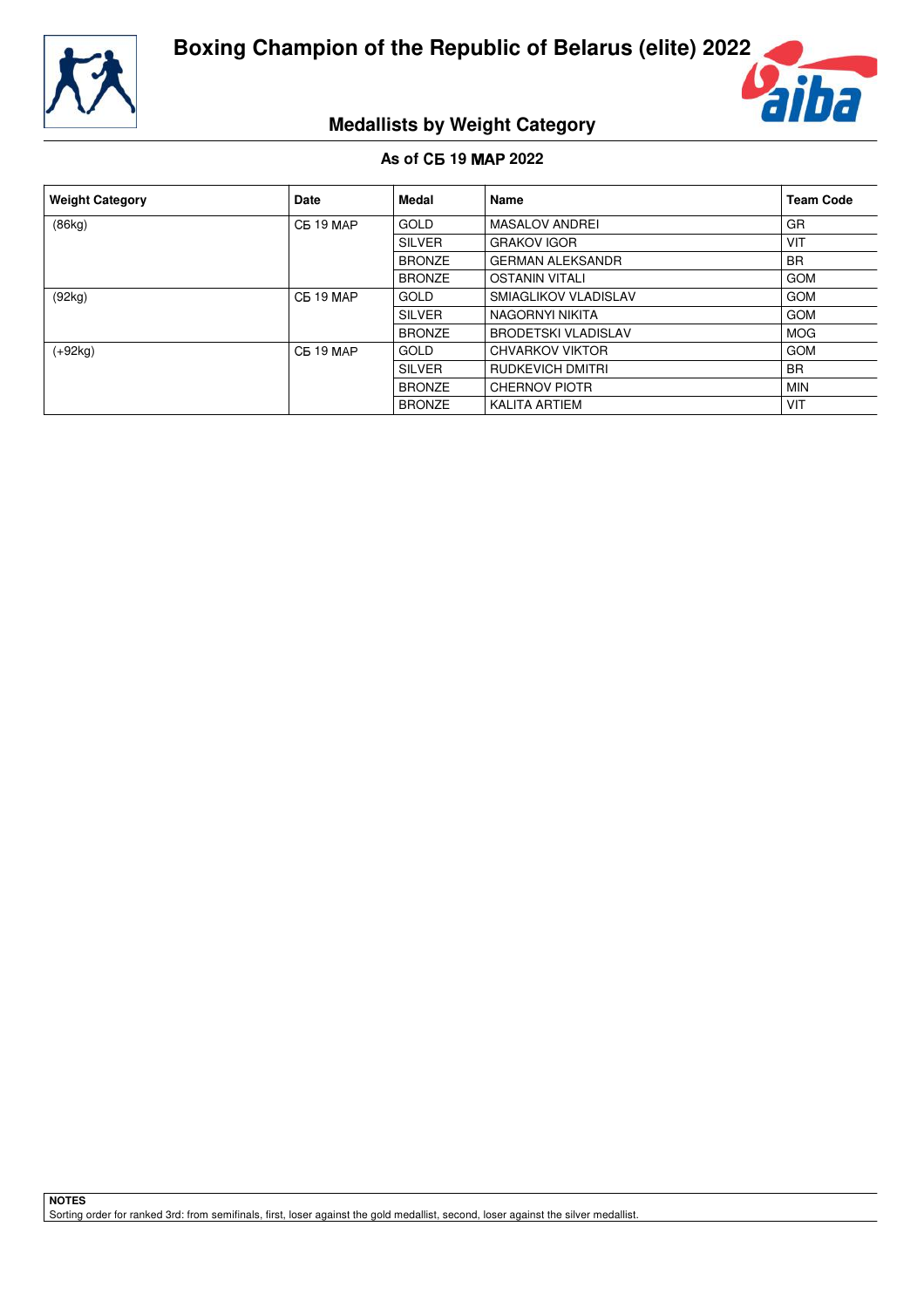# Boxing Champion of the Republic of Belarus (elite) 2022

## Medallists by Weight Category

### As of СБ 19 МАР 2022

| Weight Category | Date | Medal | Name | Team Code |
|---|---|---|---|---|
| (86kg) | СБ 19 МАР | GOLD | MASALOV ANDREI | GR |
| | | SILVER | GRAKOV IGOR | VIT |
| | | BRONZE | GERMAN ALEKSANDR | BR |
| | | BRONZE | OSTANIN VITALI | GOM |
| (92kg) | СБ 19 МАР | GOLD | SMIAGLIKOV VLADISLAV | GOM |
| | | SILVER | NAGORNYI NIKITA | GOM |
| | | BRONZE | BRODETSKI VLADISLAV | MOG |
| (+92kg) | СБ 19 МАР | GOLD | CHVARKOV VIKTOR | GOM |
| | | SILVER | RUDKEVICH DMITRI | BR |
| | | BRONZE | CHERNOV PIOTR | MIN |
| | | BRONZE | KALITA ARTIEM | VIT |

**NOTES**

Sorting order for ranked 3rd: from semifinals, first, loser against the gold medallist, second, loser against the silver medallist.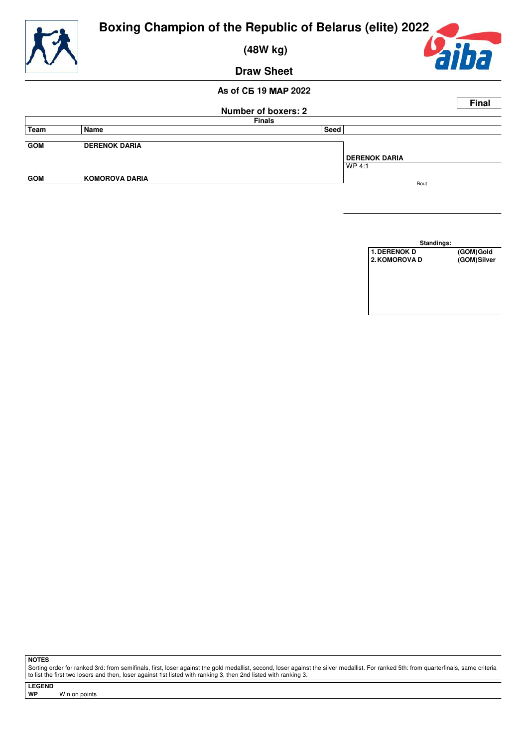# Boxing Champion of the Republic of Belarus (elite) 2022

## (48W kg)

## Draw Sheet

**As of СБ 19 МАР 2022**

**Final**

**Number of boxers: 2**

**Finals**

| Team | Name | Seed | |
|---|---|---|---|
| GOM | DERENOK DARIA | | DERENOK DARIA WP 4:1 |
| GOM | KOMOROVA DARIA | | |

Bout

**Standings:**

| | |
|---|---|
| 1. DERENOK D | (GOM) Gold |
| 2. KOMOROVA D | (GOM) Silver |

**NOTES**

Sorting order for ranked 3rd: from semifinals, first, loser against the gold medallist, second, loser against the silver medallist. For ranked 5th: from quarterfinals, same criteria to list the first two losers and then, loser against 1st listed with ranking 3, then 2nd listed with ranking 3.

**LEGEND**

**WP** Win on points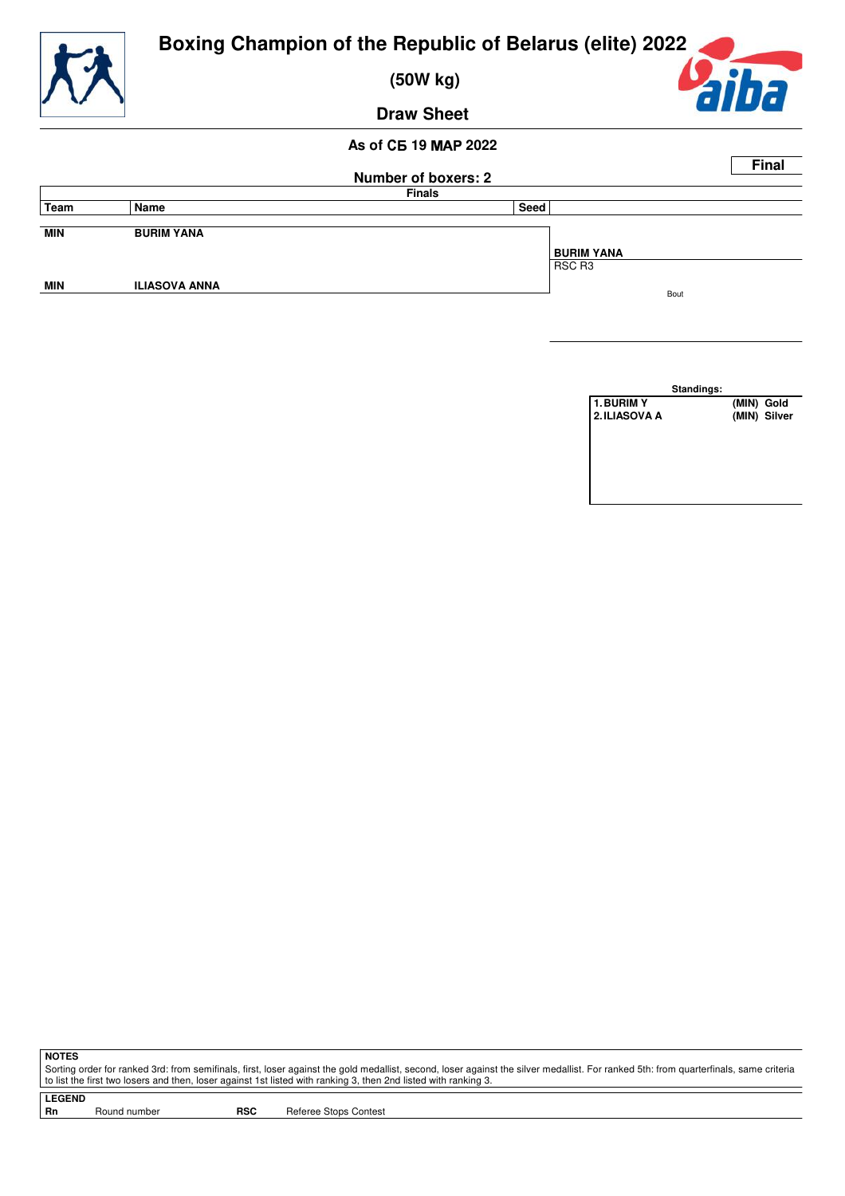# Boxing Champion of the Republic of Belarus (elite) 2022

**(50W kg)**

**Draw Sheet**

**As of СБ 19 МАР 2022**

**Final**

**Number of boxers: 2**

**Finals**

| Team | Name | Seed | |
|---|---|---|---|
| MIN | BURIM YANA | | **BURIM YANA** RSC R3 |
| MIN | ILIASOVA ANNA | | Bout |

**Standings:**

| | | |
|---|---|---|
| 1. BURIM Y | (MIN) | Gold |
| 2. ILIASOVA A | (MIN) | Silver |

**NOTES**

Sorting order for ranked 3rd: from semifinals, first, loser against the gold medallist, second, loser against the silver medallist. For ranked 5th: from quarterfinals, same criteria to list the first two losers and then, loser against 1st listed with ranking 3, then 2nd listed with ranking 3.

**LEGEND**

| | | | |
|---|---|---|---|
| **Rn** | Round number | **RSC** | Referee Stops Contest |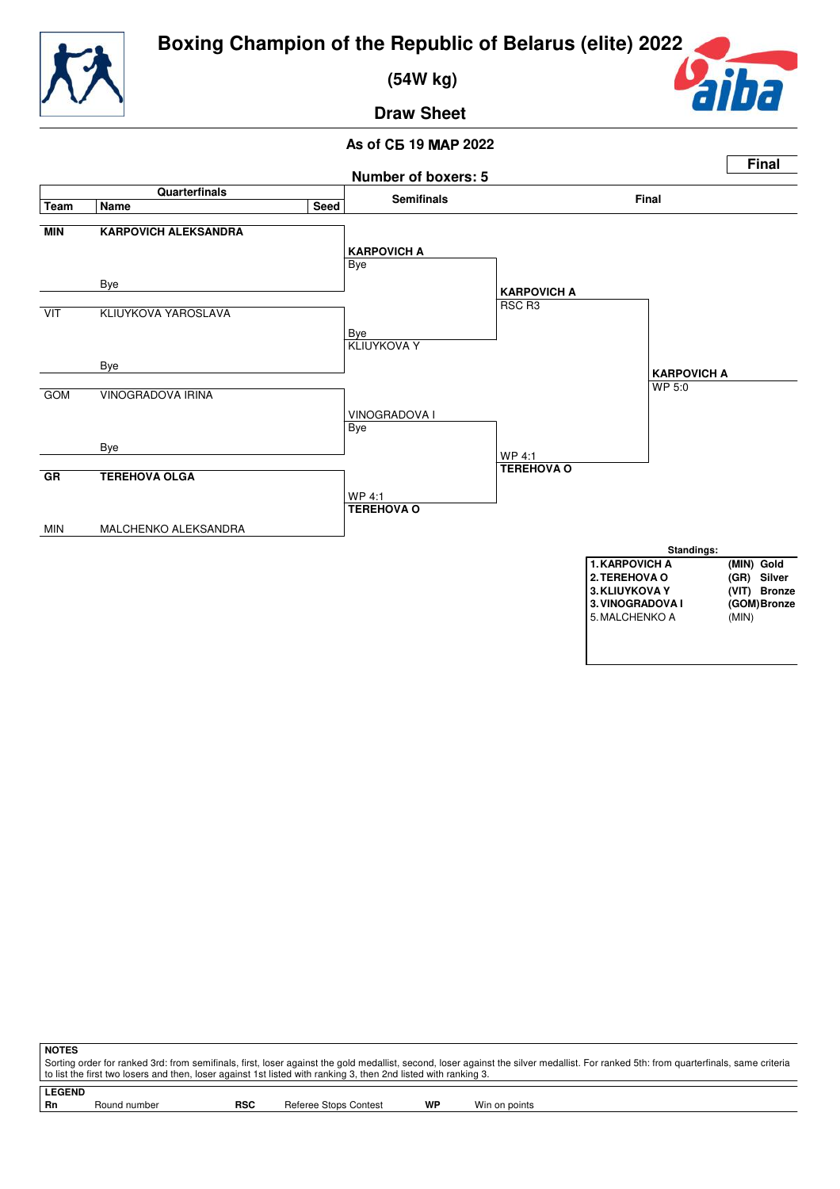# Boxing Champion of the Republic of Belarus (elite) 2022

**(54W kg)**

**Draw Sheet**

**As of СБ 19 МАР 2022**

**Final**

**Number of boxers: 5**

| Quarterfinals | | | Semifinals | Final | |
|---|---|---|---|---|---|
| **Team** | **Name** | **Seed** | | | |
| **MIN** | **KARPOVICH ALEKSANDRA** | | **KARPOVICH A** Bye | **KARPOVICH A** RSC R3 | **KARPOVICH A** WP 5:0 |
| | Bye | | | | |
| VIT | KLIUYKOVA YAROSLAVA | | Bye KLIUYKOVA Y | | |
| | Bye | | | | |
| GOM | VINOGRADOVA IRINA | | VINOGRADOVA I Bye | WP 4:1 **TEREHOVA O** | |
| | Bye | | | | |
| **GR** | **TEREHOVA OLGA** | | WP 4:1 **TEREHOVA O** | | |
| MIN | MALCHENKO ALEKSANDRA | | | | |

**Standings:**

| | | |
|---|---|---|
| **1. KARPOVICH A** | **(MIN)** | **Gold** |
| **2. TEREHOVA O** | **(GR)** | **Silver** |
| **3. KLIUYKOVA Y** | **(VIT)** | **Bronze** |
| **3. VINOGRADOVA I** | **(GOM)** | **Bronze** |
| 5. MALCHENKO A | (MIN) | |

**NOTES**

Sorting order for ranked 3rd: from semifinals, first, loser against the gold medallist, second, loser against the silver medallist. For ranked 5th: from quarterfinals, same criteria to list the first two losers and then, loser against 1st listed with ranking 3, then 2nd listed with ranking 3.

**LEGEND**

| | | | | | |
|---|---|---|---|---|---|
| **Rn** | Round number | **RSC** | Referee Stops Contest | **WP** | Win on points |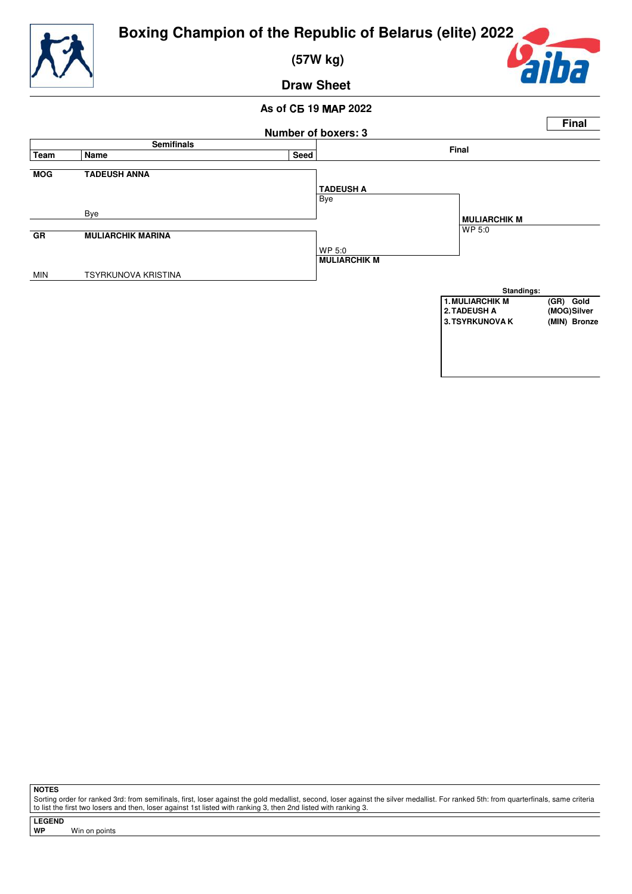# Boxing Champion of the Republic of Belarus (elite) 2022

## (57W kg)

## Draw Sheet

**As of СБ 19 МАР 2022**

**Final**

**Number of boxers: 3**

| Team | Name | Seed | Semifinals | Final |
|---|---|---|---|---|
| **MOG** | **TADEUSH ANNA** | | **TADEUSH A** | |
| | | | Bye | |
| | Bye | | | **MULIARCHIK M** |
| **GR** | **MULIARCHIK MARINA** | | | WP 5:0 |
| | | | WP 5:0 | |
| | | | **MULIARCHIK M** | |
| MIN | TSYRKUNOVA KRISTINA | | | |

**Standings:**

| | | |
|---|---|---|
| **1. MULIARCHIK M** | **(GR)** | **Gold** |
| **2. TADEUSH A** | **(MOG)** | **Silver** |
| **3. TSYRKUNOVA K** | **(MIN)** | **Bronze** |

**NOTES**

Sorting order for ranked 3rd: from semifinals, first, loser against the gold medallist, second, loser against the silver medallist. For ranked 5th: from quarterfinals, same criteria to list the first two losers and then, loser against 1st listed with ranking 3, then 2nd listed with ranking 3.

**LEGEND**

**WP** Win on points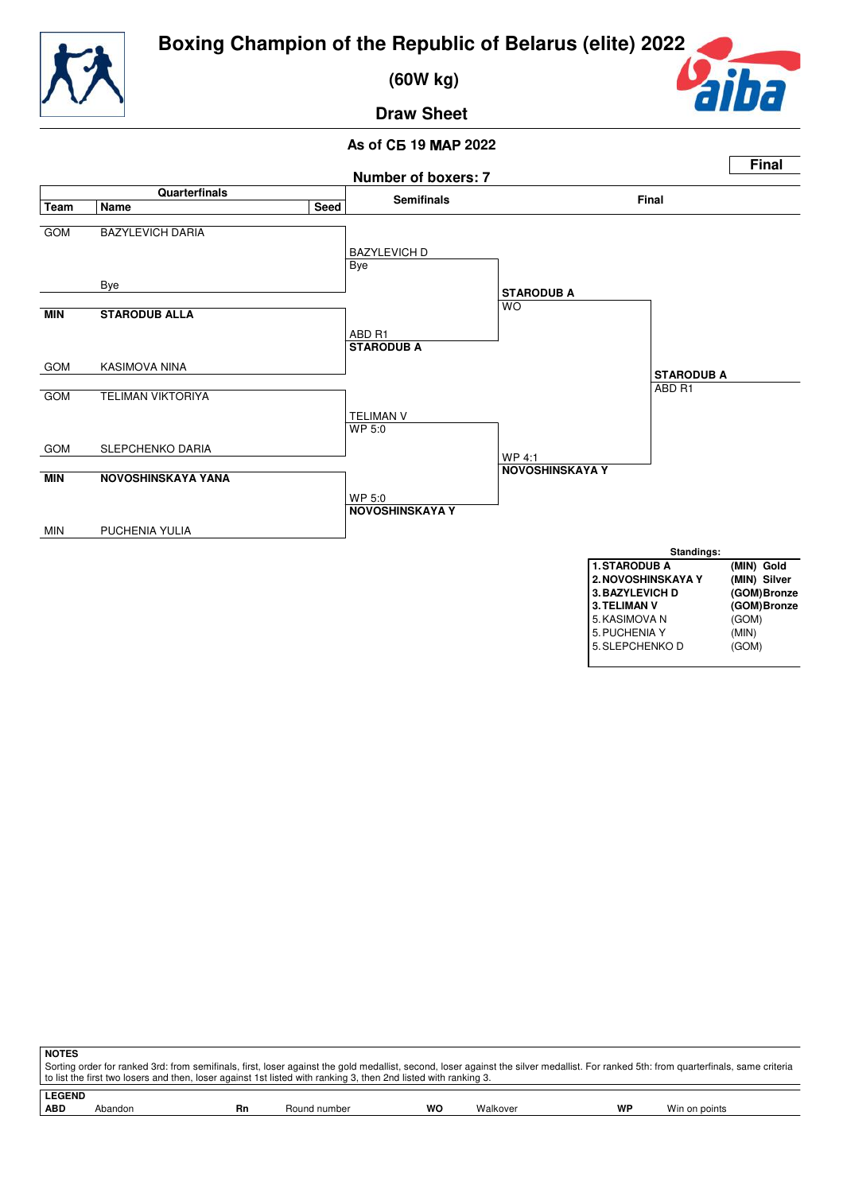# Boxing Champion of the Republic of Belarus (elite) 2022

**(60W kg)**

**Draw Sheet**

**As of СБ 19 МАР 2022**

**Final**

**Number of boxers: 7**

| Team | Name | Seed | Semifinals | Final | |
|---|---|---|---|---|---|
| GOM | BAZYLEVICH DARIA | | BAZYLEVICH D<br>Bye | | |
| | Bye | | | **STARODUB A**<br>WO | |
| **MIN** | **STARODUB ALLA** | | ABD R1<br>**STARODUB A** | | |
| GOM | KASIMOVA NINA | | | | **STARODUB A**<br>ABD R1 |
| GOM | TELIMAN VIKTORIYA | | TELIMAN V<br>WP 5:0 | | |
| GOM | SLEPCHENKO DARIA | | | WP 4:1<br>**NOVOSHINSKAYA Y** | |
| **MIN** | **NOVOSHINSKAYA YANA** | | WP 5:0<br>**NOVOSHINSKAYA Y** | | |
| MIN | PUCHENIA YULIA | | | | |

**Standings:**

| | |
|---|---|
| **1. STARODUB A** | **(MIN) Gold** |
| **2. NOVOSHINSKAYA Y** | **(MIN) Silver** |
| **3. BAZYLEVICH D** | **(GOM) Bronze** |
| **3. TELIMAN V** | **(GOM) Bronze** |
| 5. KASIMOVA N | (GOM) |
| 5. PUCHENIA Y | (MIN) |
| 5. SLEPCHENKO D | (GOM) |

**NOTES**

Sorting order for ranked 3rd: from semifinals, first, loser against the gold medallist, second, loser against the silver medallist. For ranked 5th: from quarterfinals, same criteria to list the first two losers and then, loser against 1st listed with ranking 3, then 2nd listed with ranking 3.

**LEGEND**

| | | | | | | | |
|---|---|---|---|---|---|---|---|
| **ABD** | Abandon | **Rn** | Round number | **WO** | Walkover | **WP** | Win on points |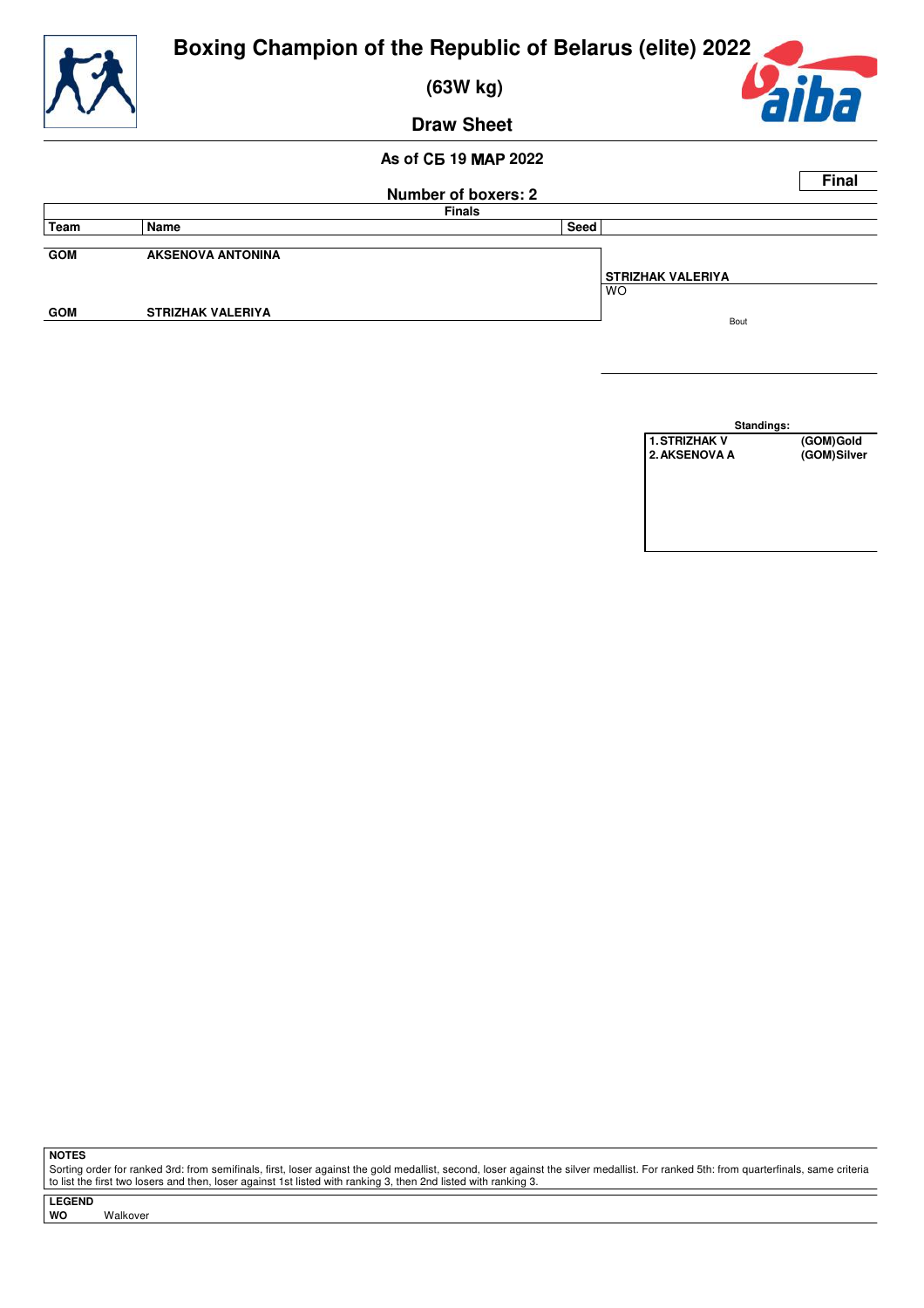# Boxing Champion of the Republic of Belarus (elite) 2022

## (63W kg)

## Draw Sheet

**As of СБ 19 МАР 2022**

**Final**

**Number of boxers: 2**

**Finals**

| Team | Name | Seed | |
|---|---|---|---|
| GOM | AKSENOVA ANTONINA | | |
| | | | STRIZHAK VALERIYA |
| | | | WO |
| GOM | STRIZHAK VALERIYA | | |

Bout

**Standings:**

| | |
|---|---|
| 1. STRIZHAK V | (GOM)Gold |
| 2. AKSENOVA A | (GOM)Silver |

**NOTES**

Sorting order for ranked 3rd: from semifinals, first, loser against the gold medallist, second, loser against the silver medallist. For ranked 5th: from quarterfinals, same criteria to list the first two losers and then, loser against 1st listed with ranking 3, then 2nd listed with ranking 3.

**LEGEND**

**WO** Walkover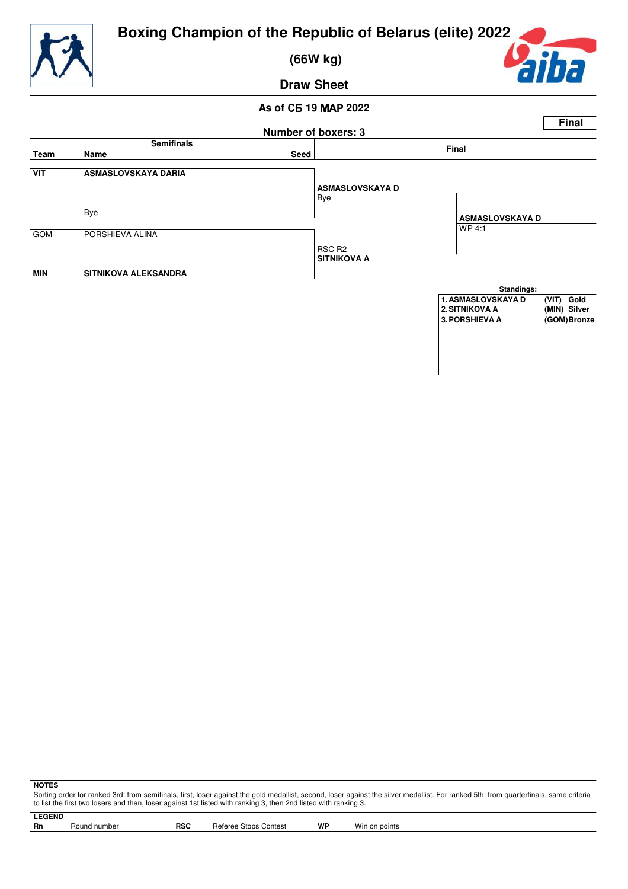# Boxing Champion of the Republic of Belarus (elite) 2022

## (66W kg)

## Draw Sheet

**As of СБ 19 МАР 2022**

**Final**

**Number of boxers: 3**

| Team | Name | Seed | Semifinals | Final |
|---|---|---|---|---|
| **VIT** | **ASMASLOVSKAYA DARIA** | | **ASMASLOVSKAYA D** Bye | |
| | Bye | | | **ASMASLOVSKAYA D** WP 4:1 |
| GOM | PORSHIEVA ALINA | | RSC R2 **SITNIKOVA A** | |
| **MIN** | **SITNIKOVA ALEKSANDRA** | | | |

**Standings:**

| | | |
|---|---|---|
| 1. ASMASLOVSKAYA D | (VIT) | Gold |
| 2. SITNIKOVA A | (MIN) | Silver |
| 3. PORSHIEVA A | (GOM) | Bronze |

**NOTES**

Sorting order for ranked 3rd: from semifinals, first, loser against the gold medallist, second, loser against the silver medallist. For ranked 5th: from quarterfinals, same criteria to list the first two losers and then, loser against 1st listed with ranking 3, then 2nd listed with ranking 3.

**LEGEND**

| | | | | | |
|---|---|---|---|---|---|
| **Rn** | Round number | **RSC** | Referee Stops Contest | **WP** | Win on points |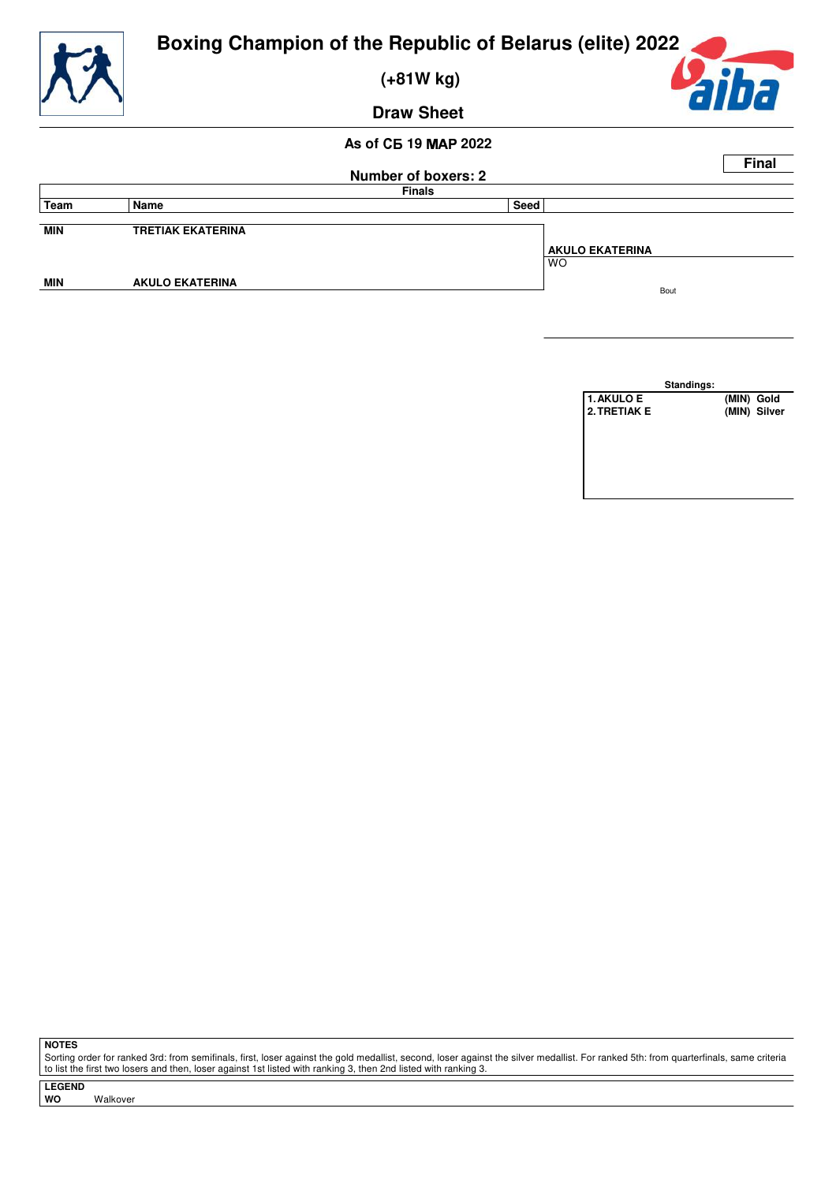# Boxing Champion of the Republic of Belarus (elite) 2022

## (+81W kg)

## Draw Sheet

**As of СБ 19 МАР 2022**

**Final**

**Number of boxers: 2**

**Finals**

| Team | Name | Seed | |
|---|---|---|---|
| MIN | TRETIAK EKATERINA | | **AKULO EKATERINA** WO |
| MIN | AKULO EKATERINA | | |

Bout

**Standings:**

| | | |
|---|---|---|
| 1. AKULO E | (MIN) | Gold |
| 2. TRETIAK E | (MIN) | Silver |

**NOTES**

Sorting order for ranked 3rd: from semifinals, first, loser against the gold medallist, second, loser against the silver medallist. For ranked 5th: from quarterfinals, same criteria to list the first two losers and then, loser against 1st listed with ranking 3, then 2nd listed with ranking 3.

**LEGEND**

| | |
|---|---|
| WO | Walkover |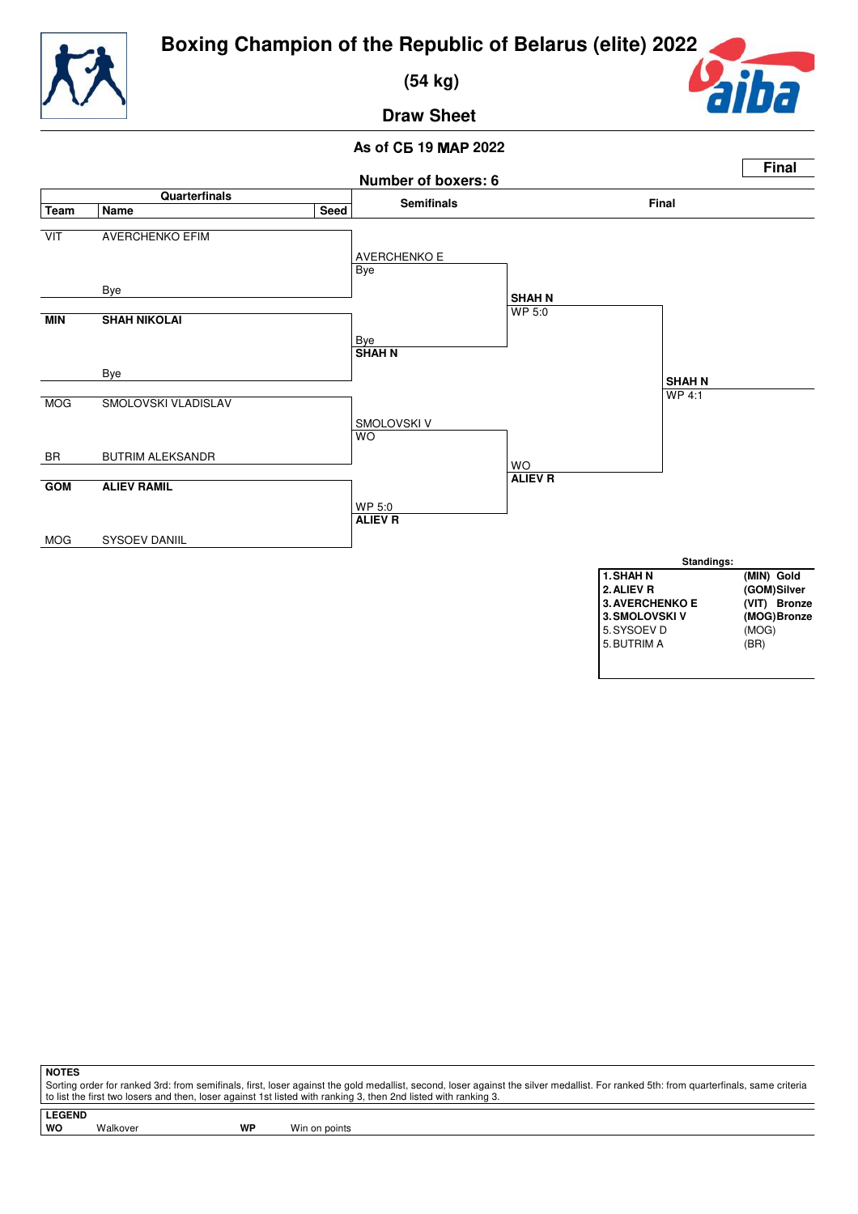# Boxing Champion of the Republic of Belarus (elite) 2022

**(54 kg)**

**Draw Sheet**

**As of СБ 19 МАР 2022**

**Final**

**Number of boxers: 6**

## Quarterfinals

| Team | Name | Seed |
|---|---|---|
| VIT | AVERCHENKO EFIM | |
| | Bye | |
| **MIN** | **SHAH NIKOLAI** | |
| | Bye | |
| MOG | SMOLOVSKI VLADISLAV | |
| BR | BUTRIM ALEKSANDR | |
| **GOM** | **ALIEV RAMIL** | |
| MOG | SYSOEV DANIIL | |

## Semifinals

- AVERCHENKO E — Bye
- Bye — **SHAH N**
- SMOLOVSKI V — WO
- WP 5:0 — **ALIEV R**

## Final

- **SHAH N** — WP 5:0
- WO — **ALIEV R**

**Winner: SHAH N** — WP 4:1

## Standings:

| | | |
|---|---|---|
| **1.** | **SHAH N** | **(MIN) Gold** |
| **2.** | **ALIEV R** | **(GOM) Silver** |
| **3.** | **AVERCHENKO E** | **(VIT) Bronze** |
| **3.** | **SMOLOVSKI V** | **(MOG) Bronze** |
| 5. | SYSOEV D | (MOG) |
| 5. | BUTRIM A | (BR) |

**NOTES**

Sorting order for ranked 3rd: from semifinals, first, loser against the gold medallist, second, loser against the silver medallist. For ranked 5th: from quarterfinals, same criteria to list the first two losers and then, loser against 1st listed with ranking 3, then 2nd listed with ranking 3.

**LEGEND**

| | | | |
|---|---|---|---|
| **WO** | Walkover | **WP** | Win on points |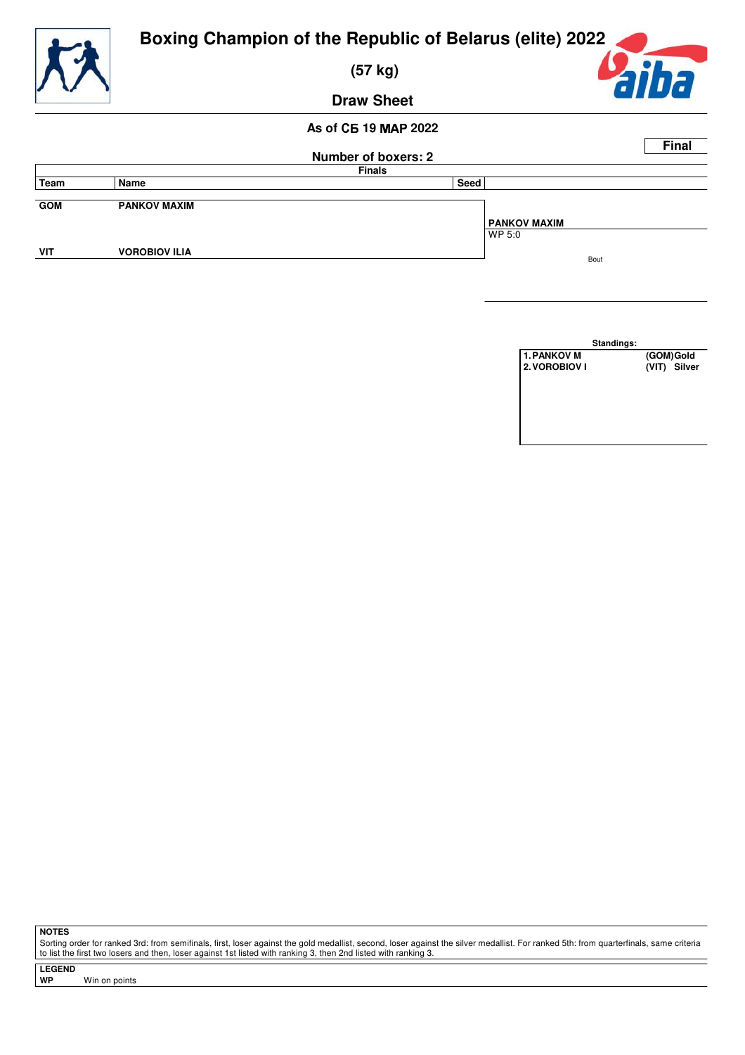# Boxing Champion of the Republic of Belarus (elite) 2022

**(57 kg)**

**Draw Sheet**

**As of СБ 19 МАР 2022**

**Final**

**Number of boxers: 2**

**Finals**

| Team | Name | Seed | |
|---|---|---|---|
| GOM | PANKOV MAXIM | | **PANKOV MAXIM** WP 5:0 |
| VIT | VOROBIOV ILIA | | Bout |

**Standings:**

| | |
|---|---|
| 1. PANKOV M | (GOM) Gold |
| 2. VOROBIOV I | (VIT) Silver |

**NOTES**

Sorting order for ranked 3rd: from semifinals, first, loser against the gold medallist, second, loser against the silver medallist. For ranked 5th: from quarterfinals, same criteria to list the first two losers and then, loser against 1st listed with ranking 3, then 2nd listed with ranking 3.

**LEGEND**

**WP** Win on points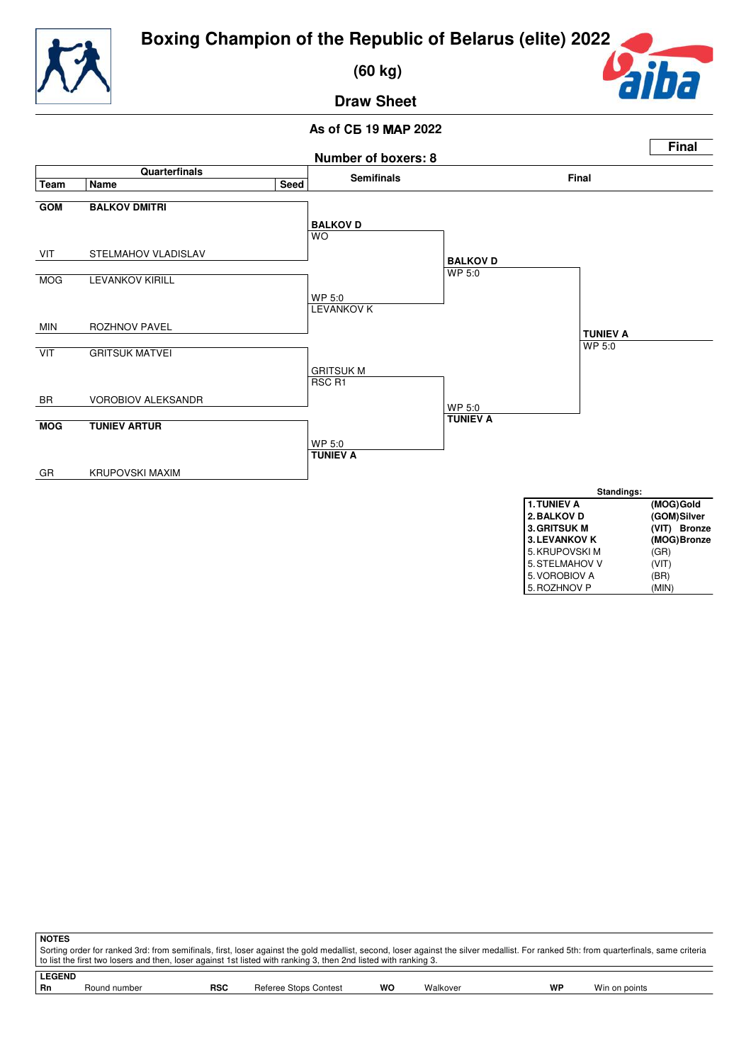# Boxing Champion of the Republic of Belarus (elite) 2022

## (60 kg)

## Draw Sheet

As of СБ 19 МАР 2022

**Final**

Number of boxers: 8

| Quarterfinals | | | Semifinals | Final | |
|---|---|---|---|---|---|
| **Team** | **Name** | **Seed** | | | |
| **GOM** | **BALKOV DMITRI** | | **BALKOV D** WO | **BALKOV D** WP 5:0 | **TUNIEV A** WP 5:0 |
| VIT | STELMAHOV VLADISLAV | | | | |
| MOG | LEVANKOV KIRILL | | WP 5:0 LEVANKOV K | | |
| MIN | ROZHNOV PAVEL | | | | |
| VIT | GRITSUK MATVEI | | GRITSUK M RSC R1 | WP 5:0 **TUNIEV A** | |
| BR | VOROBIOV ALEKSANDR | | | | |
| **MOG** | **TUNIEV ARTUR** | | WP 5:0 **TUNIEV A** | | |
| GR | KRUPOVSKI MAXIM | | | | |

**Standings:**

| Rank | Name | Team / Medal |
|---|---|---|
| **1.** | **TUNIEV A** | **(MOG) Gold** |
| **2.** | **BALKOV D** | **(GOM) Silver** |
| **3.** | **GRITSUK M** | **(VIT) Bronze** |
| **3.** | **LEVANKOV K** | **(MOG) Bronze** |
| 5. | KRUPOVSKI M | (GR) |
| 5. | STELMAHOV V | (VIT) |
| 5. | VOROBIOV A | (BR) |
| 5. | ROZHNOV P | (MIN) |

**NOTES**

Sorting order for ranked 3rd: from semifinals, first, loser against the gold medallist, second, loser against the silver medallist. For ranked 5th: from quarterfinals, same criteria to list the first two losers and then, loser against 1st listed with ranking 3, then 2nd listed with ranking 3.

**LEGEND**

| | | | | | | | |
|---|---|---|---|---|---|---|---|
| **Rn** | Round number | **RSC** | Referee Stops Contest | **WO** | Walkover | **WP** | Win on points |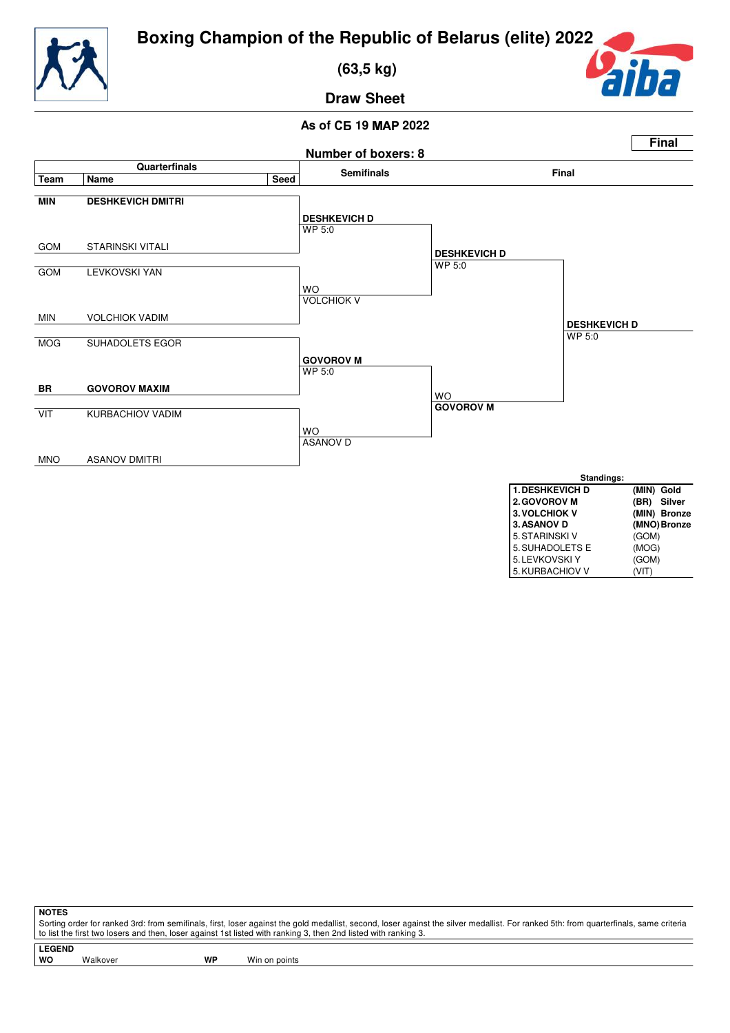# Boxing Champion of the Republic of Belarus (elite) 2022

**(63,5 kg)**

**Draw Sheet**

**As of СБ 19 МАР 2022**

**Final**

**Number of boxers: 8**

| Team | Name | Seed | Semifinals | Final | |
|---|---|---|---|---|---|
| **MIN** | **DESHKEVICH DMITRI** | | **DESHKEVICH D** WP 5:0 | **DESHKEVICH D** WP 5:0 | **DESHKEVICH D** WP 5:0 |
| GOM | STARINSKI VITALI | | | | |
| GOM | LEVKOVSKI YAN | | WO VOLCHIOK V | | |
| MIN | VOLCHIOK VADIM | | | | |
| MOG | SUHADOLETS EGOR | | **GOVOROV M** WP 5:0 | WO **GOVOROV M** | |
| **BR** | **GOVOROV MAXIM** | | | | |
| VIT | KURBACHIOV VADIM | | WO ASANOV D | | |
| MNO | ASANOV DMITRI | | | | |

**Standings:**

| Rank | Name | Team | Medal |
|---|---|---|---|
| **1.** | **DESHKEVICH D** | **(MIN)** | **Gold** |
| **2.** | **GOVOROV M** | **(BR)** | **Silver** |
| **3.** | **VOLCHIOK V** | **(MIN)** | **Bronze** |
| **3.** | **ASANOV D** | **(MNO)** | **Bronze** |
| 5. | STARINSKI V | (GOM) | |
| 5. | SUHADOLETS E | (MOG) | |
| 5. | LEVKOVSKI Y | (GOM) | |
| 5. | KURBACHIOV V | (VIT) | |

**NOTES**

Sorting order for ranked 3rd: from semifinals, first, loser against the gold medallist, second, loser against the silver medallist. For ranked 5th: from quarterfinals, same criteria to list the first two losers and then, loser against 1st listed with ranking 3, then 2nd listed with ranking 3.

**LEGEND**

| | | | |
|---|---|---|---|
| **WO** | Walkover | **WP** | Win on points |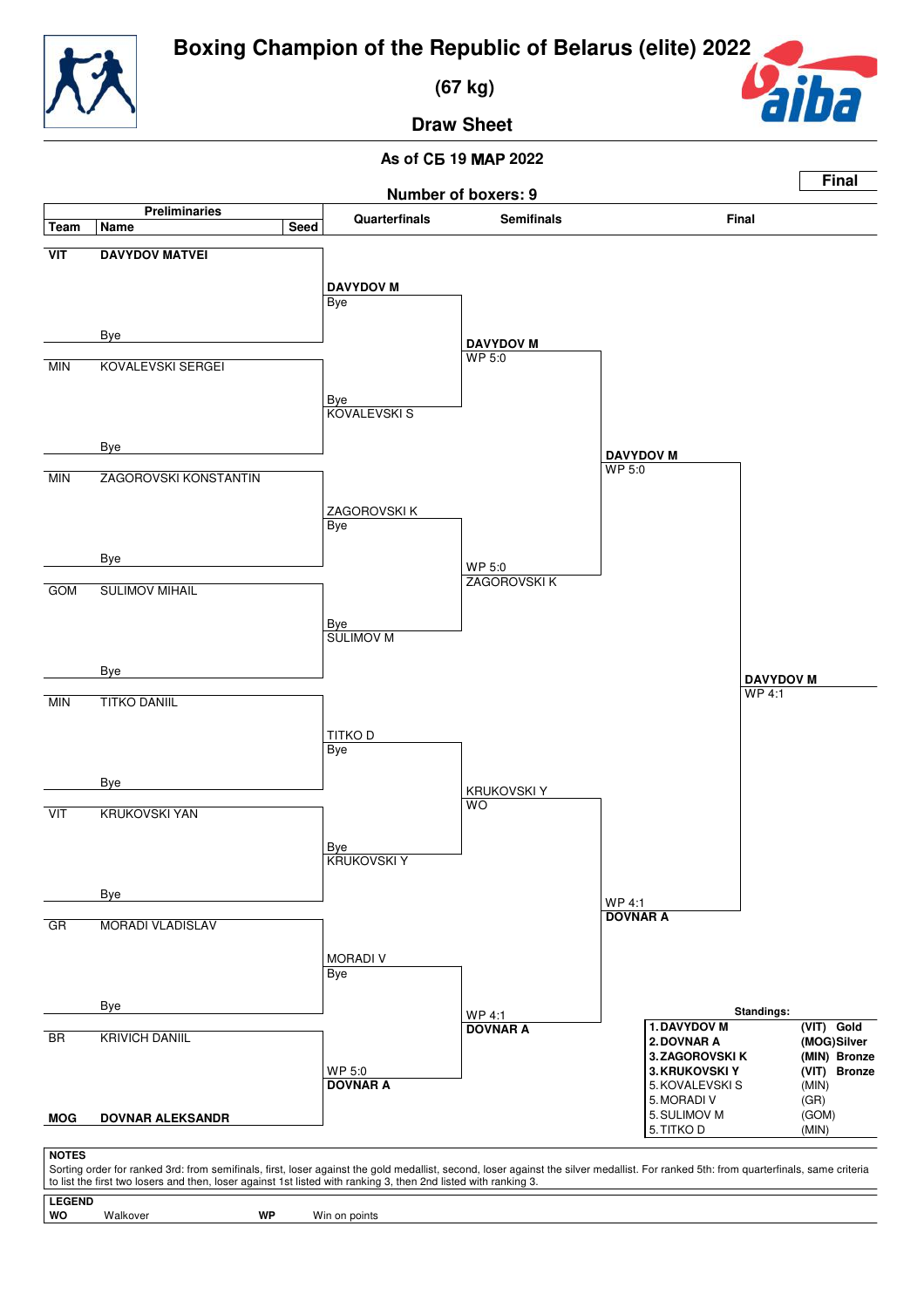# Boxing Champion of the Republic of Belarus (elite) 2022

**(67 kg)**

**Draw Sheet**

**As of СБ 19 МАР 2022**

**Number of boxers: 9**

**Final**

| Team | Name | Seed | Quarterfinals | Semifinals | Final |
|---|---|---|---|---|---|
| **VIT** | **DAVYDOV MATVEI** | | **DAVYDOV M** Bye | **DAVYDOV M** WP 5:0 | **DAVYDOV M** WP 5:0 |
| | Bye | | | | |
| MIN | KOVALEVSKI SERGEI | | Bye KOVALEVSKI S | | |
| | Bye | | | | |
| MIN | ZAGOROVSKI KONSTANTIN | | ZAGOROVSKI K Bye | WP 5:0 ZAGOROVSKI K | |
| | Bye | | | | |
| GOM | SULIMOV MIHAIL | | Bye SULIMOV M | | |
| | Bye | | | | **DAVYDOV M** WP 4:1 |
| MIN | TITKO DANIIL | | TITKO D Bye | KRUKOVSKI Y WO | |
| | Bye | | | | |
| VIT | KRUKOVSKI YAN | | Bye KRUKOVSKI Y | | WP 4:1 **DOVNAR A** |
| | Bye | | | | |
| GR | MORADI VLADISLAV | | MORADI V Bye | WP 4:1 **DOVNAR A** | |
| | Bye | | | | |
| BR | KRIVICH DANIIL | | WP 5:0 **DOVNAR A** | | |
| **MOG** | **DOVNAR ALEKSANDR** | | | | |

**Standings:**

| Place | Name | Team | Medal |
|---|---|---|---|
| **1.** | **DAVYDOV M** | **(VIT)** | **Gold** |
| **2.** | **DOVNAR A** | **(MOG)** | **Silver** |
| **3.** | **ZAGOROVSKI K** | **(MIN)** | **Bronze** |
| **3.** | **KRUKOVSKI Y** | **(VIT)** | **Bronze** |
| 5. | KOVALEVSKI S | (MIN) | |
| 5. | MORADI V | (GR) | |
| 5. | SULIMOV M | (GOM) | |
| 5. | TITKO D | (MIN) | |

**NOTES**

Sorting order for ranked 3rd: from semifinals, first, loser against the gold medallist, second, loser against the silver medallist. For ranked 5th: from quarterfinals, same criteria to list the first two losers and then, loser against 1st listed with ranking 3, then 2nd listed with ranking 3.

**LEGEND**

**WO** Walkover **WP** Win on points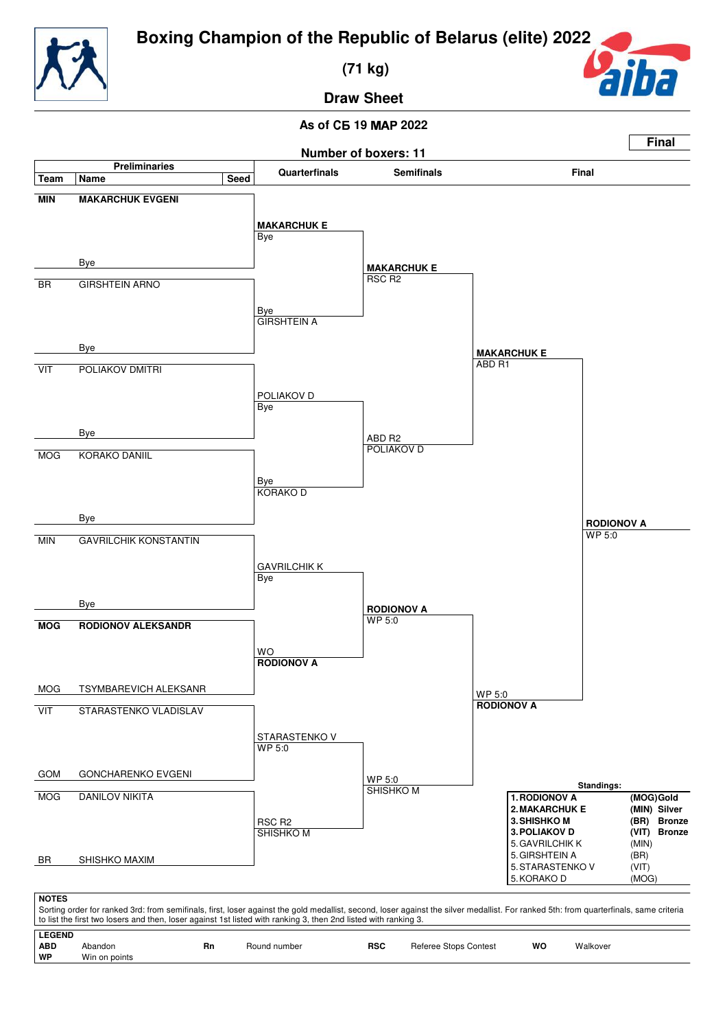# Boxing Champion of the Republic of Belarus (elite) 2022

**(71 kg)**

**Draw Sheet**

**As of СБ 19 МАР 2022**

**Final**

**Number of boxers: 11**

| Team | Name | Seed | Quarterfinals | Semifinals | Final |
|---|---|---|---|---|---|
| **MIN** | **MAKARCHUK EVGENI** | | **MAKARCHUK E** Bye | | |
| | Bye | | | **MAKARCHUK E** RSC R2 | |
| BR | GIRSHTEIN ARNO | | Bye GIRSHTEIN A | | |
| | Bye | | | | **MAKARCHUK E** ABD R1 |
| VIT | POLIAKOV DMITRI | | POLIAKOV D Bye | | |
| | Bye | | | ABD R2 POLIAKOV D | |
| MOG | KORAKO DANIIL | | Bye KORAKO D | | |
| | Bye | | | | **RODIONOV A** WP 5:0 |
| MIN | GAVRILCHIK KONSTANTIN | | GAVRILCHIK K Bye | | |
| | Bye | | | **RODIONOV A** WP 5:0 | |
| **MOG** | **RODIONOV ALEKSANDR** | | WO **RODIONOV A** | | |
| MOG | TSYMBAREVICH ALEKSANR | | | | WP 5:0 **RODIONOV A** |
| VIT | STARASTENKO VLADISLAV | | STARASTENKO V WP 5:0 | | |
| GOM | GONCHARENKO EVGENI | | | WP 5:0 SHISHKO M | |
| MOG | DANILOV NIKITA | | RSC R2 SHISHKO M | | |
| BR | SHISHKO MAXIM | | | | |

**Standings:**

| Rank | Name | Team | Medal |
|---|---|---|---|
| 1. | **RODIONOV A** | (MOG) | **Gold** |
| 2. | **MAKARCHUK E** | (MIN) | **Silver** |
| 3. | **SHISHKO M** | (BR) | **Bronze** |
| 3. | **POLIAKOV D** | (VIT) | **Bronze** |
| 5. | GAVRILCHIK K | (MIN) | |
| 5. | GIRSHTEIN A | (BR) | |
| 5. | STARASTENKO V | (VIT) | |
| 5. | KORAKO D | (MOG) | |

**NOTES**

Sorting order for ranked 3rd: from semifinals, first, loser against the gold medallist, second, loser against the silver medallist. For ranked 5th: from quarterfinals, same criteria to list the first two losers and then, loser against 1st listed with ranking 3, then 2nd listed with ranking 3.

**LEGEND**

| | | | | | | | |
|---|---|---|---|---|---|---|---|
| **ABD** | Abandon | **Rn** | Round number | **RSC** | Referee Stops Contest | **WO** | Walkover |
| **WP** | Win on points | | | | | | |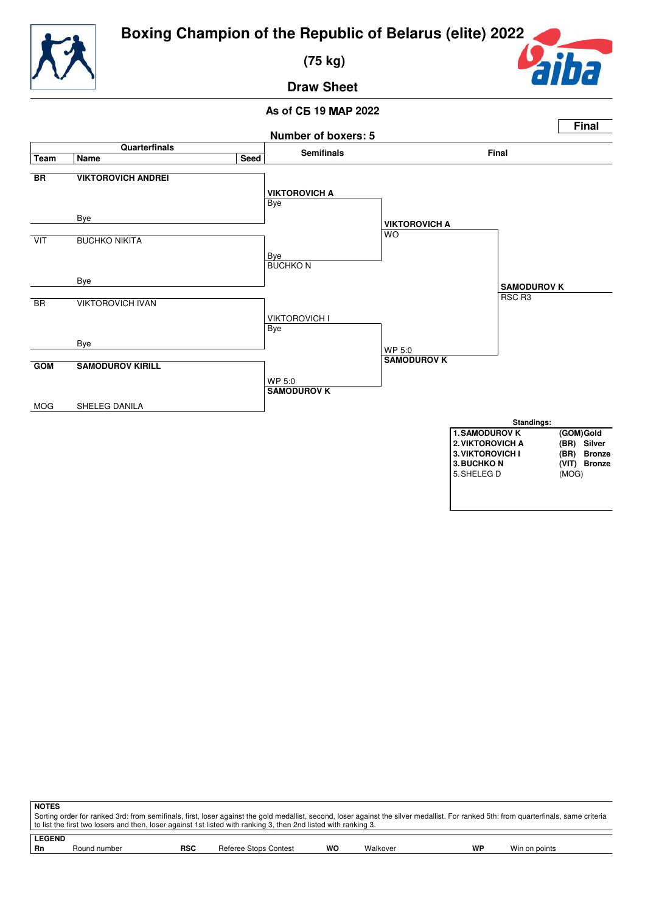# Boxing Champion of the Republic of Belarus (elite) 2022

**(75 kg)**

**Draw Sheet**

**As of СБ 19 МАР 2022**

**Final**

**Number of boxers: 5**

| Team | Name | Seed | Semifinals | Final | |
|---|---|---|---|---|---|
| **BR** | **VIKTOROVICH ANDREI** | | **VIKTOROVICH A** Bye | | |
| | Bye | | | **VIKTOROVICH A** WO | |
| VIT | BUCHKO NIKITA | | Bye **BUCHKO N** | | |
| | Bye | | | | **SAMODUROV K** RSC R3 |
| BR | VIKTOROVICH IVAN | | VIKTOROVICH I Bye | | |
| | Bye | | | WP 5:0 **SAMODUROV K** | |
| **GOM** | **SAMODUROV KIRILL** | | WP 5:0 **SAMODUROV K** | | |
| MOG | SHELEG DANILA | | | | |

**Standings:**

| | | |
|---|---|---|
| **1. SAMODUROV K** | **(GOM)** | **Gold** |
| **2. VIKTOROVICH A** | **(BR)** | **Silver** |
| **3. VIKTOROVICH I** | **(BR)** | **Bronze** |
| **3. BUCHKO N** | **(VIT)** | **Bronze** |
| 5. SHELEG D | (MOG) | |

**NOTES**

Sorting order for ranked 3rd: from semifinals, first, loser against the gold medallist, second, loser against the silver medallist. For ranked 5th: from quarterfinals, same criteria to list the first two losers and then, loser against 1st listed with ranking 3, then 2nd listed with ranking 3.

**LEGEND**

| | | | | | | | |
|---|---|---|---|---|---|---|---|
| **Rn** | Round number | **RSC** | Referee Stops Contest | **WO** | Walkover | **WP** | Win on points |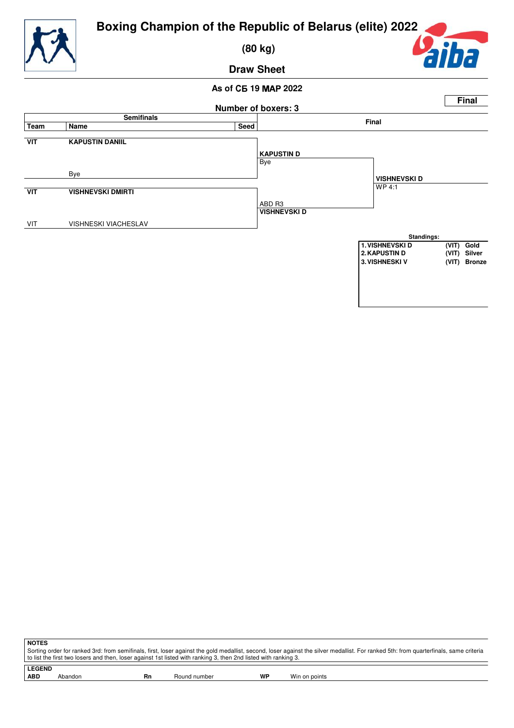# Boxing Champion of the Republic of Belarus (elite) 2022

## (80 kg)

## Draw Sheet

**As of СБ 19 МАР 2022**

**Final**

**Number of boxers: 3**

| Team | Name | Seed | Final | |
|---|---|---|---|---|
| **VIT** | **KAPUSTIN DANIIL** | | **KAPUSTIN D** | |
| | Bye | | Bye | **VISHNEVSKI D** |
| **VIT** | **VISHNEVSKI DMIRTI** | | ABD R3 | WP 4:1 |
| VIT | VISHNESKI VIACHESLAV | | **VISHNEVSKI D** | |

**Standings:**

| | | | |
|---|---|---|---|
| 1. | VISHNEVSKI D | (VIT) | Gold |
| 2. | KAPUSTIN D | (VIT) | Silver |
| 3. | VISHNESKI V | (VIT) | Bronze |

**NOTES**

Sorting order for ranked 3rd: from semifinals, first, loser against the gold medallist, second, loser against the silver medallist. For ranked 5th: from quarterfinals, same criteria to list the first two losers and then, loser against 1st listed with ranking 3, then 2nd listed with ranking 3.

**LEGEND**

| | | | | | |
|---|---|---|---|---|---|
| **ABD** | Abandon | **Rn** | Round number | **WP** | Win on points |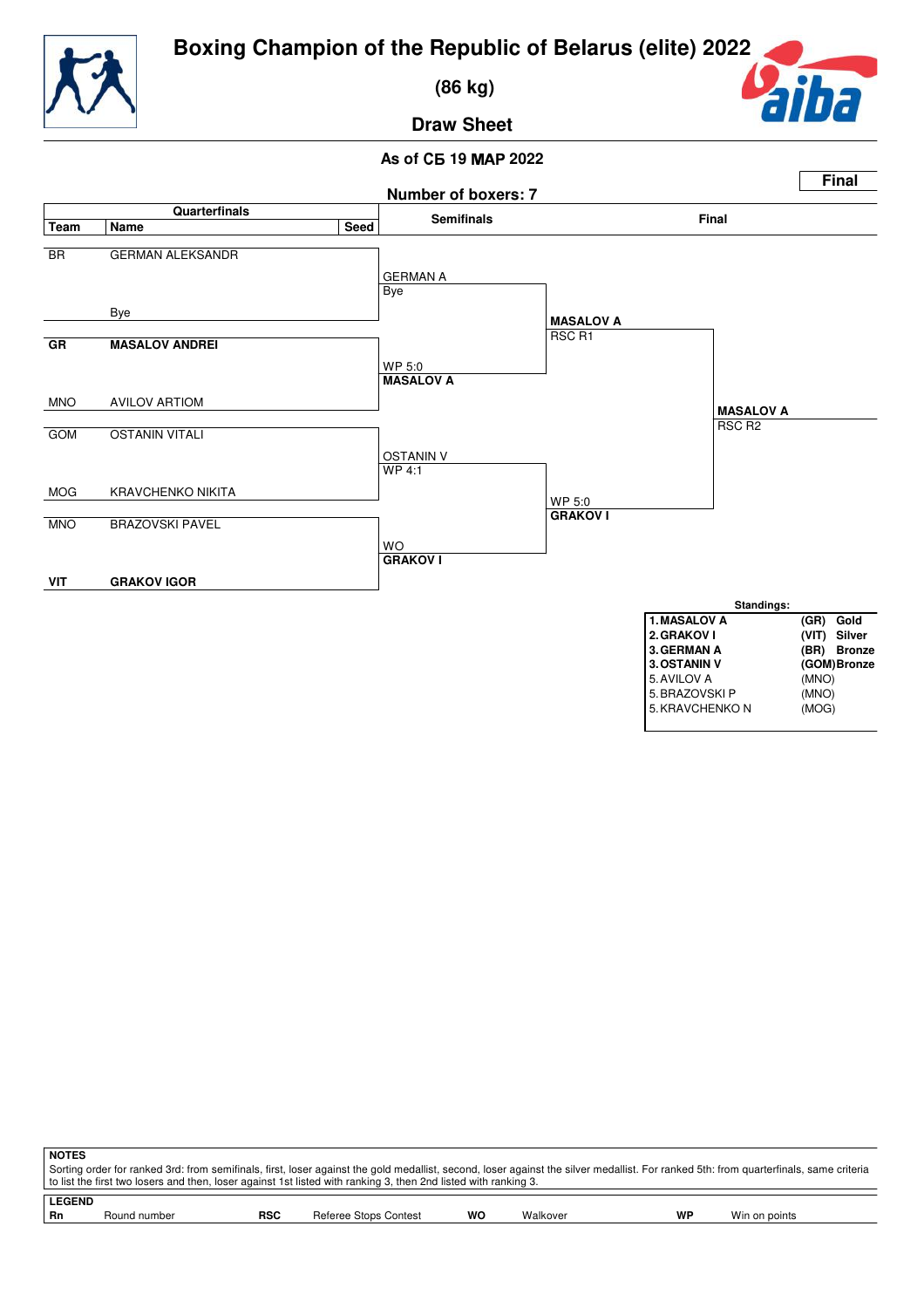# Boxing Champion of the Republic of Belarus (elite) 2022

**(86 kg)**

**Draw Sheet**

**As of СБ 19 МАР 2022**

**Final**

**Number of boxers: 7**

| Team | Name | Seed | Semifinals | Final |
|---|---|---|---|---|
| BR | GERMAN ALEKSANDR | | GERMAN A / Bye | |
| | Bye | | | **MASALOV A** RSC R1 |
| **GR** | **MASALOV ANDREI** | | WP 5:0 **MASALOV A** | |
| MNO | AVILOV ARTIOM | | | |
| GOM | OSTANIN VITALI | | OSTANIN V WP 4:1 | **MASALOV A** RSC R2 |
| MOG | KRAVCHENKO NIKITA | | | WP 5:0 **GRAKOV I** |
| MNO | BRAZOVSKI PAVEL | | WO **GRAKOV I** | |
| **VIT** | **GRAKOV IGOR** | | | |

**Standings:**

| Rank | Name | Team | Medal |
|---|---|---|---|
| **1.** | **MASALOV A** | **(GR)** | **Gold** |
| **2.** | **GRAKOV I** | **(VIT)** | **Silver** |
| **3.** | **GERMAN A** | **(BR)** | **Bronze** |
| **3.** | **OSTANIN V** | **(GOM)** | **Bronze** |
| 5. | AVILOV A | (MNO) | |
| 5. | BRAZOVSKI P | (MNO) | |
| 5. | KRAVCHENKO N | (MOG) | |

**NOTES**

Sorting order for ranked 3rd: from semifinals, first, loser against the gold medallist, second, loser against the silver medallist. For ranked 5th: from quarterfinals, same criteria to list the first two losers and then, loser against 1st listed with ranking 3, then 2nd listed with ranking 3.

**LEGEND**

| | | | | | | | |
|---|---|---|---|---|---|---|---|
| **Rn** | Round number | **RSC** | Referee Stops Contest | **WO** | Walkover | **WP** | Win on points |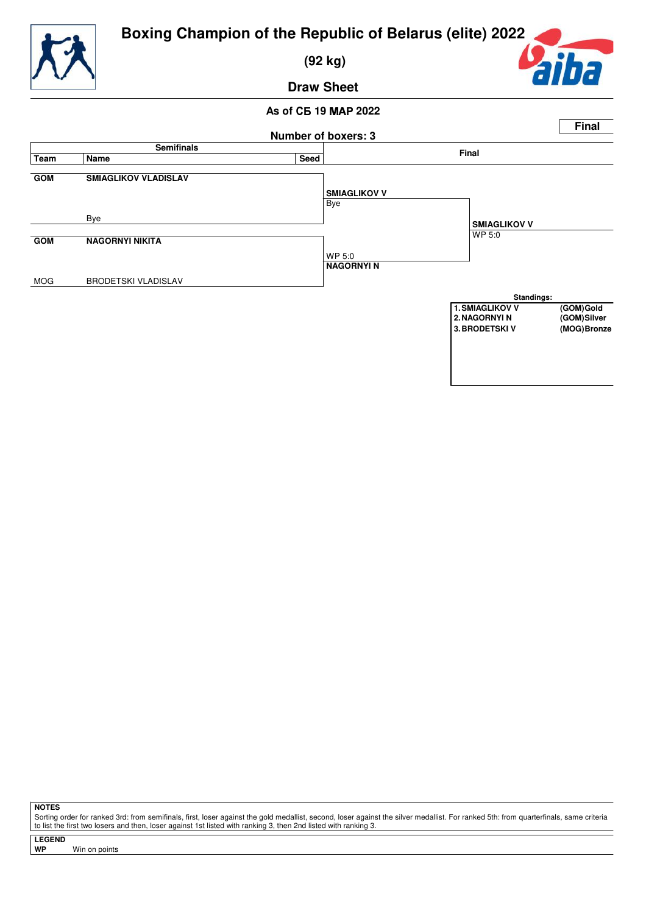# Boxing Champion of the Republic of Belarus (elite) 2022

## (92 kg)

## Draw Sheet

**As of СБ 19 МАР 2022**

**Number of boxers: 3**

**Final**

| Team | Name | Seed | Semifinals result | Final result |
|---|---|---|---|---|
| **GOM** | **SMIAGLIKOV VLADISLAV** | | **SMIAGLIKOV V** Bye | |
| | Bye | | | **SMIAGLIKOV V** WP 5:0 |
| **GOM** | **NAGORNYI NIKITA** | | WP 5:0 **NAGORNYI N** | |
| MOG | BRODETSKI VLADISLAV | | | |

**Standings:**

| | |
|---|---|
| **1. SMIAGLIKOV V** | **(GOM) Gold** |
| **2. NAGORNYI N** | **(GOM) Silver** |
| **3. BRODETSKI V** | **(MOG) Bronze** |

**NOTES**

Sorting order for ranked 3rd: from semifinals, first, loser against the gold medallist, second, loser against the silver medallist. For ranked 5th: from quarterfinals, same criteria to list the first two losers and then, loser against 1st listed with ranking 3, then 2nd listed with ranking 3.

**LEGEND**

**WP** Win on points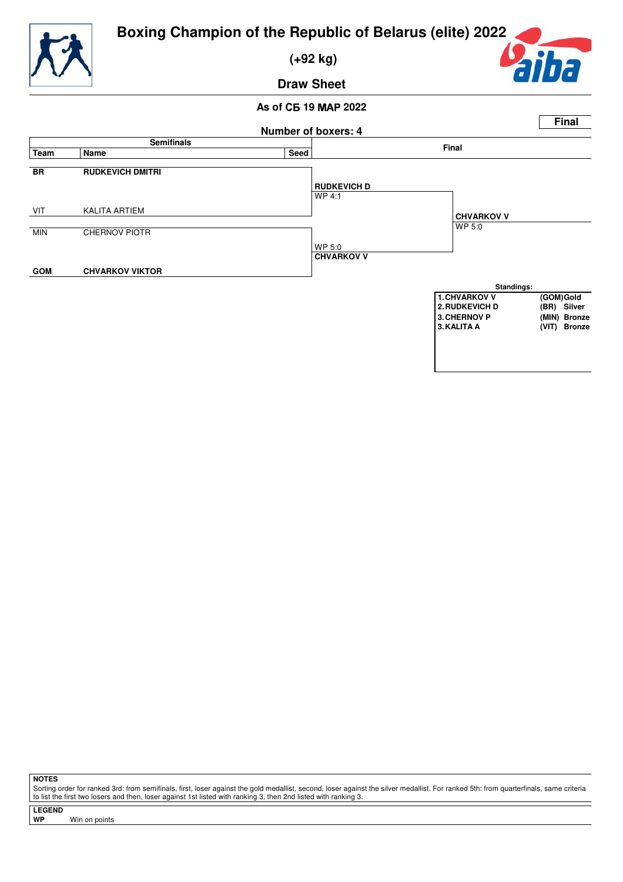# Boxing Champion of the Republic of Belarus (elite) 2022

**(+92 kg)**

**Draw Sheet**

**As of СБ 19 МАР 2022**

**Final**

**Number of boxers: 4**

**Semifinals**

| Team | Name | Seed |
|---|---|---|
| **BR** | **RUDKEVICH DMITRI** | |
| VIT | KALITA ARTIEM | |
| MIN | CHERNOV PIOTR | |
| **GOM** | **CHVARKOV VIKTOR** | |

**Final**

- **RUDKEVICH D** — WP 4:1
- **CHVARKOV V** — WP 5:0

Winner: **CHVARKOV V** — WP 5:0

**Standings:**

| | | |
|---|---|---|
| 1. CHVARKOV V | (GOM) | Gold |
| 2. RUDKEVICH D | (BR) | Silver |
| 3. CHERNOV P | (MIN) | Bronze |
| 3. KALITA A | (VIT) | Bronze |

**NOTES**

Sorting order for ranked 3rd: from semifinals, first, loser against the gold medallist, second, loser against the silver medallist. For ranked 5th: from quarterfinals, same criteria to list the first two losers and then, loser against 1st listed with ranking 3, then 2nd listed with ranking 3.

**LEGEND**

**WP** Win on points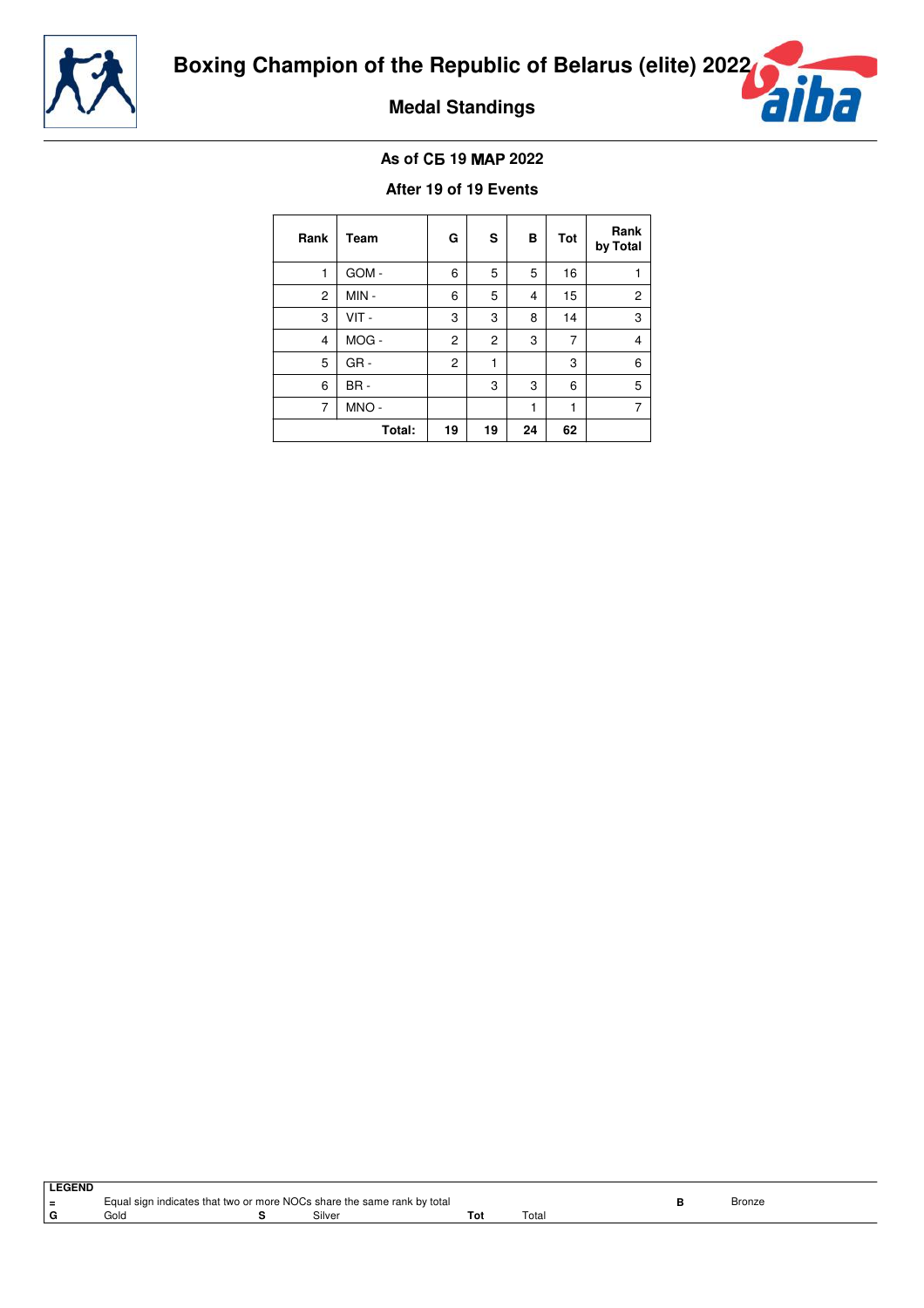# Boxing Champion of the Republic of Belarus (elite) 2022

## Medal Standings

**As of СБ 19 МАР 2022**

**After 19 of 19 Events**

| Rank | Team | G | S | B | Tot | Rank by Total |
|---|---|---|---|---|---|---|
| 1 | GOM - | 6 | 5 | 5 | 16 | 1 |
| 2 | MIN - | 6 | 5 | 4 | 15 | 2 |
| 3 | VIT - | 3 | 3 | 8 | 14 | 3 |
| 4 | MOG - | 2 | 2 | 3 | 7 | 4 |
| 5 | GR - | 2 | 1 | | 3 | 6 |
| 6 | BR - | | 3 | 3 | 6 | 5 |
| 7 | MNO - | | | 1 | 1 | 7 |
| | **Total:** | **19** | **19** | **24** | **62** | |

**LEGEND**

| | | | | | | | |
|---|---|---|---|---|---|---|---|
| **=** | Equal sign indicates that two or more NOCs share the same rank by total | | | | | **B** | Bronze |
| **G** | Gold | **S** | Silver | **Tot** | Total | | |